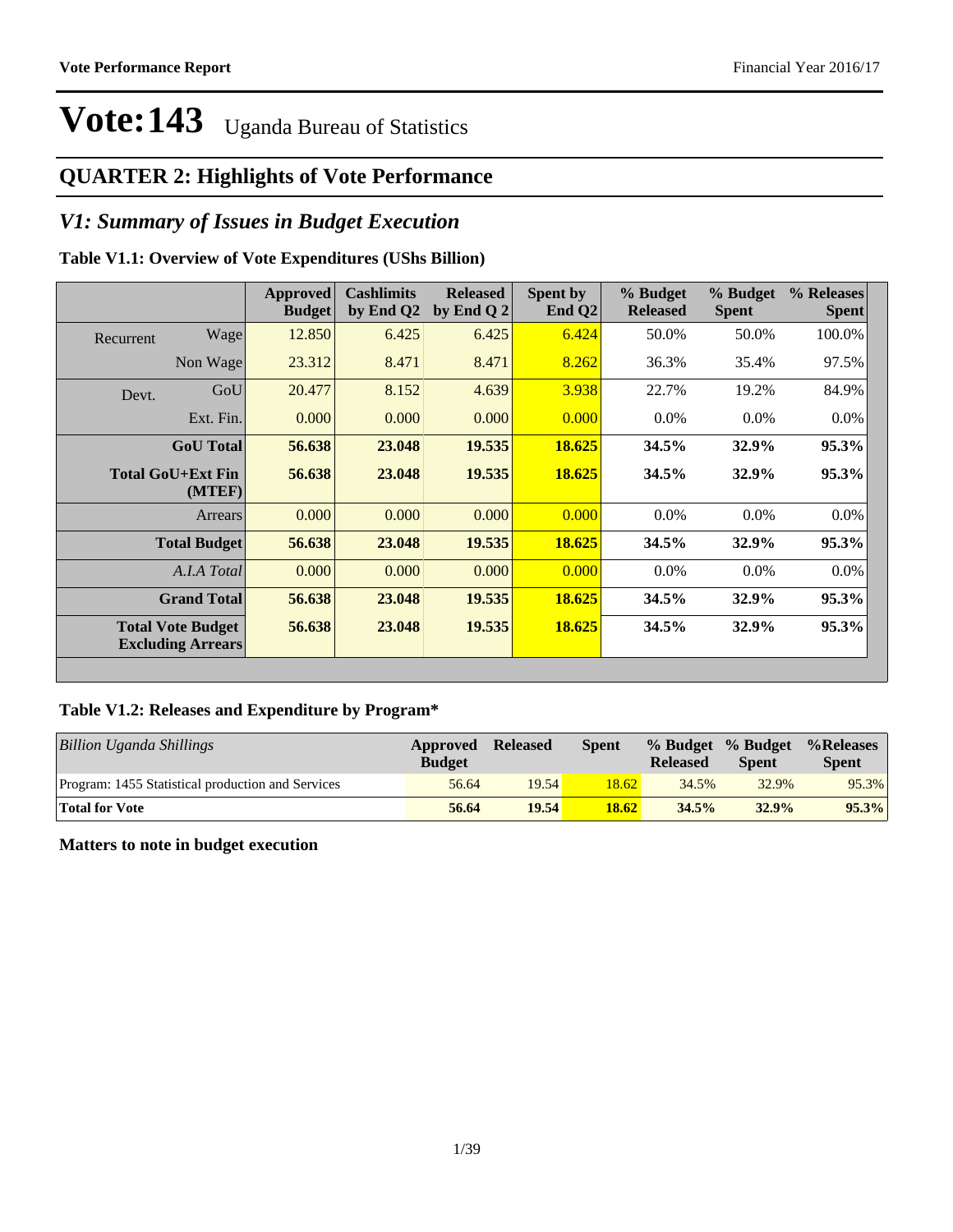# Vote:143 Uganda Bureau of Statistics

## QUARTER 2: Highlights of Vote Performance

### *V1: Summary of Issues in Budget Execution*

**Table V1.1: Overview of Vote Expenditures (UShs Billion)**

| | | Approved Budget | Cashlimits by End Q2 | Released by End Q 2 | Spent by End Q2 | % Budget Released | % Budget Spent | % Releases Spent |
|---|---|---|---|---|---|---|---|---|
| Recurrent | Wage | 12.850 | 6.425 | 6.425 | 6.424 | 50.0% | 50.0% | 100.0% |
| | Non Wage | 23.312 | 8.471 | 8.471 | 8.262 | 36.3% | 35.4% | 97.5% |
| Devt. | GoU | 20.477 | 8.152 | 4.639 | 3.938 | 22.7% | 19.2% | 84.9% |
| | Ext. Fin. | 0.000 | 0.000 | 0.000 | 0.000 | 0.0% | 0.0% | 0.0% |
| | **GoU Total** | **56.638** | **23.048** | **19.535** | **18.625** | **34.5%** | **32.9%** | **95.3%** |
| | **Total GoU+Ext Fin (MTEF)** | **56.638** | **23.048** | **19.535** | **18.625** | **34.5%** | **32.9%** | **95.3%** |
| | Arrears | 0.000 | 0.000 | 0.000 | 0.000 | 0.0% | 0.0% | 0.0% |
| | **Total Budget** | **56.638** | **23.048** | **19.535** | **18.625** | **34.5%** | **32.9%** | **95.3%** |
| | *A.I.A Total* | 0.000 | 0.000 | 0.000 | 0.000 | 0.0% | 0.0% | 0.0% |
| | **Grand Total** | **56.638** | **23.048** | **19.535** | **18.625** | **34.5%** | **32.9%** | **95.3%** |
| | **Total Vote Budget Excluding Arrears** | **56.638** | **23.048** | **19.535** | **18.625** | **34.5%** | **32.9%** | **95.3%** |

**Table V1.2: Releases and Expenditure by Program***

| *Billion Uganda Shillings* | Approved Budget | Released | Spent | % Budget Released | % Budget Spent | %Releases Spent |
|---|---|---|---|---|---|---|
| Program: 1455 Statistical production and Services | 56.64 | 19.54 | 18.62 | 34.5% | 32.9% | 95.3% |
| **Total for Vote** | **56.64** | **19.54** | **18.62** | **34.5%** | **32.9%** | **95.3%** |

**Matters to note in budget execution**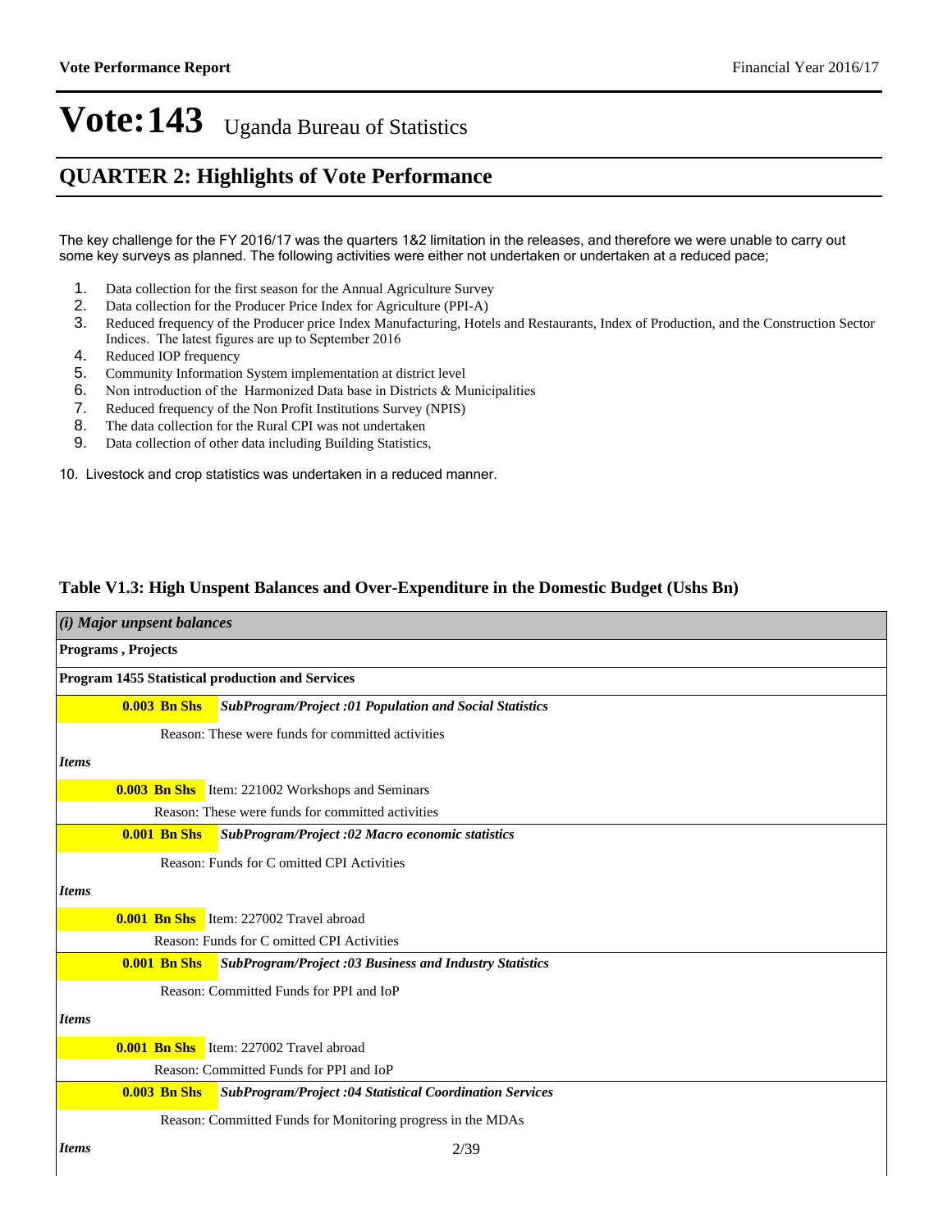# Vote:143 Uganda Bureau of Statistics

## QUARTER 2: Highlights of Vote Performance

The key challenge for the FY 2016/17 was the quarters 1&2 limitation in the releases, and therefore we were unable to carry out some key surveys as planned. The following activities were either not undertaken or undertaken at a reduced pace;

1. Data collection for the first season for the Annual Agriculture Survey
2. Data collection for the Producer Price Index for Agriculture (PPI-A)
3. Reduced frequency of the Producer price Index Manufacturing, Hotels and Restaurants, Index of Production, and the Construction Sector Indices. The latest figures are up to September 2016
4. Reduced IOP frequency
5. Community Information System implementation at district level
6. Non introduction of the Harmonized Data base in Districts & Municipalities
7. Reduced frequency of the Non Profit Institutions Survey (NPIS)
8. The data collection for the Rural CPI was not undertaken
9. Data collection of other data including Building Statistics,

10. Livestock and crop statistics was undertaken in a reduced manner.

### Table V1.3: High Unspent Balances and Over-Expenditure in the Domestic Budget (Ushs Bn)

***(i) Major unpsent balances***

**Programs , Projects**

**Program 1455 Statistical production and Services**

**0.003 Bn Shs** ***SubProgram/Project :01 Population and Social Statistics***

Reason: These were funds for committed activities

***Items***

**0.003 Bn Shs** Item: 221002 Workshops and Seminars

Reason: These were funds for committed activities

**0.001 Bn Shs** ***SubProgram/Project :02 Macro economic statistics***

Reason: Funds for C omitted CPI Activities

***Items***

**0.001 Bn Shs** Item: 227002 Travel abroad

Reason: Funds for C omitted CPI Activities

**0.001 Bn Shs** ***SubProgram/Project :03 Business and Industry Statistics***

Reason: Committed Funds for PPI and IoP

***Items***

**0.001 Bn Shs** Item: 227002 Travel abroad

Reason: Committed Funds for PPI and IoP

**0.003 Bn Shs** ***SubProgram/Project :04 Statistical Coordination Services***

Reason: Committed Funds for Monitoring progress in the MDAs

***Items***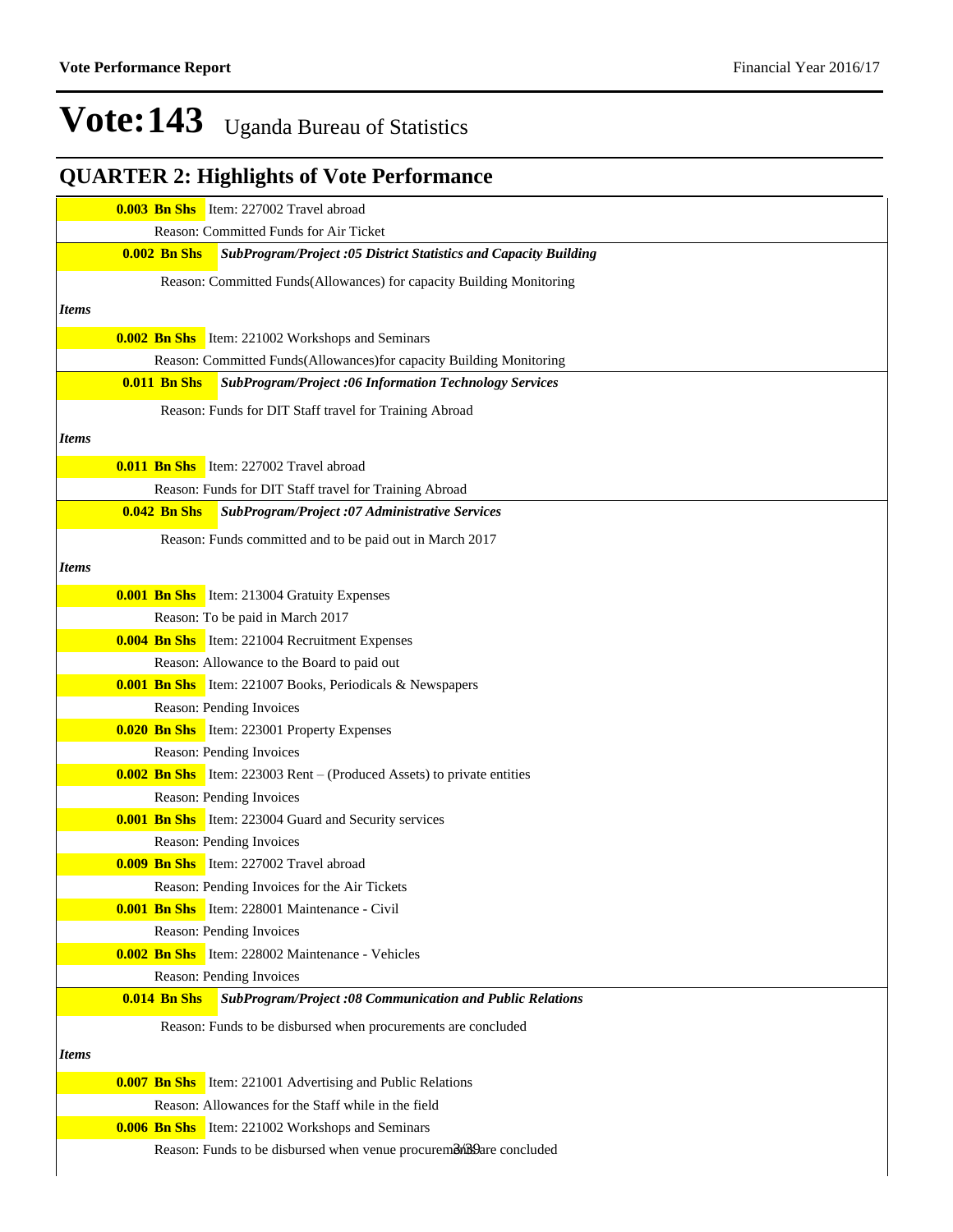# Vote:143 Uganda Bureau of Statistics

## QUARTER 2: Highlights of Vote Performance

**0.003 Bn Shs** Item: 227002 Travel abroad

Reason: Committed Funds for Air Ticket

**0.002 Bn Shs** ***SubProgram/Project :05 District Statistics and Capacity Building***

Reason: Committed Funds(Allowances) for capacity Building Monitoring

***Items***

**0.002 Bn Shs** Item: 221002 Workshops and Seminars

Reason: Committed Funds(Allowances)for capacity Building Monitoring

**0.011 Bn Shs** ***SubProgram/Project :06 Information Technology Services***

Reason: Funds for DIT Staff travel for Training Abroad

***Items***

**0.011 Bn Shs** Item: 227002 Travel abroad

Reason: Funds for DIT Staff travel for Training Abroad

**0.042 Bn Shs** ***SubProgram/Project :07 Administrative Services***

Reason: Funds committed and to be paid out in March 2017

***Items***

**0.001 Bn Shs** Item: 213004 Gratuity Expenses

Reason: To be paid in March 2017

**0.004 Bn Shs** Item: 221004 Recruitment Expenses

Reason: Allowance to the Board to paid out

**0.001 Bn Shs** Item: 221007 Books, Periodicals & Newspapers

Reason: Pending Invoices

**0.020 Bn Shs** Item: 223001 Property Expenses

Reason: Pending Invoices

**0.002 Bn Shs** Item: 223003 Rent – (Produced Assets) to private entities

Reason: Pending Invoices

**0.001 Bn Shs** Item: 223004 Guard and Security services

Reason: Pending Invoices

**0.009 Bn Shs** Item: 227002 Travel abroad

Reason: Pending Invoices for the Air Tickets

**0.001 Bn Shs** Item: 228001 Maintenance - Civil

Reason: Pending Invoices

**0.002 Bn Shs** Item: 228002 Maintenance - Vehicles

Reason: Pending Invoices

**0.014 Bn Shs** ***SubProgram/Project :08 Communication and Public Relations***

Reason: Funds to be disbursed when procurements are concluded

***Items***

**0.007 Bn Shs** Item: 221001 Advertising and Public Relations

Reason: Allowances for the Staff while in the field

**0.006 Bn Shs** Item: 221002 Workshops and Seminars

Reason: Funds to be disbursed when venue procurements are concluded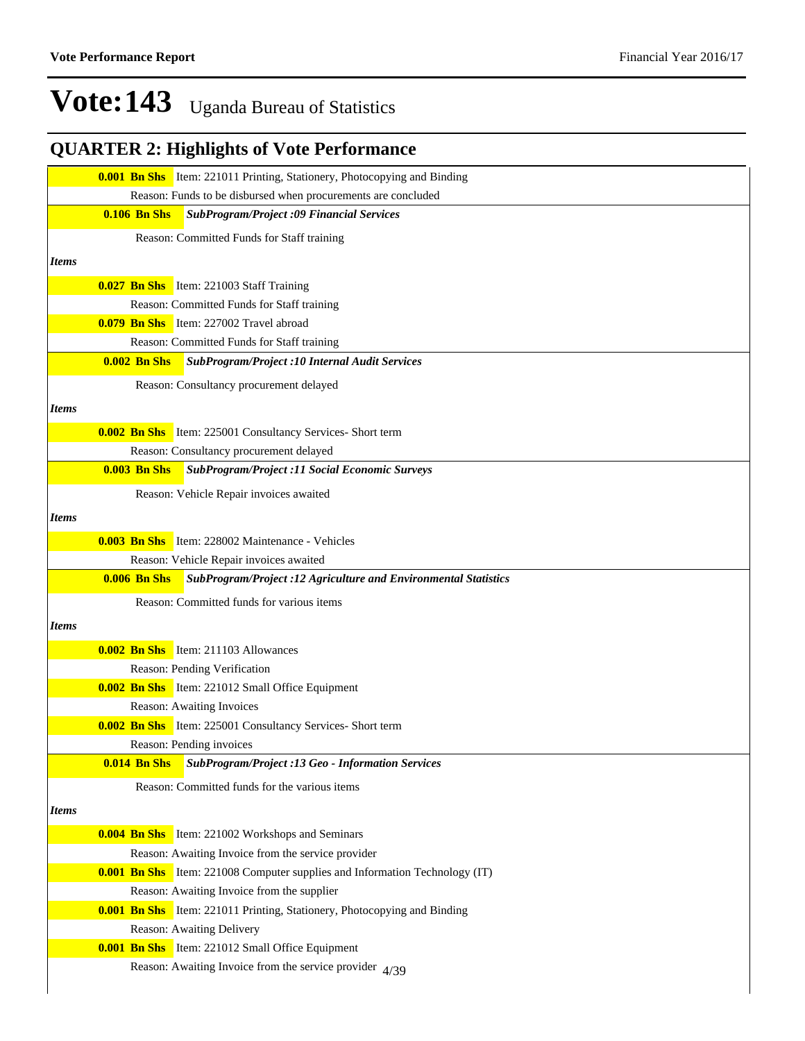# Vote:143 Uganda Bureau of Statistics

## QUARTER 2: Highlights of Vote Performance

**0.001 Bn Shs** Item: 221011 Printing, Stationery, Photocopying and Binding

Reason: Funds to be disbursed when procurements are concluded

**0.106 Bn Shs** ***SubProgram/Project :09 Financial Services***

Reason: Committed Funds for Staff training

*Items*

**0.027 Bn Shs** Item: 221003 Staff Training

Reason: Committed Funds for Staff training

**0.079 Bn Shs** Item: 227002 Travel abroad

Reason: Committed Funds for Staff training

**0.002 Bn Shs** ***SubProgram/Project :10 Internal Audit Services***

Reason: Consultancy procurement delayed

*Items*

**0.002 Bn Shs** Item: 225001 Consultancy Services- Short term

Reason: Consultancy procurement delayed

**0.003 Bn Shs** ***SubProgram/Project :11 Social Economic Surveys***

Reason: Vehicle Repair invoices awaited

*Items*

**0.003 Bn Shs** Item: 228002 Maintenance - Vehicles

Reason: Vehicle Repair invoices awaited

**0.006 Bn Shs** ***SubProgram/Project :12 Agriculture and Environmental Statistics***

Reason: Committed funds for various items

*Items*

**0.002 Bn Shs** Item: 211103 Allowances

Reason: Pending Verification

**0.002 Bn Shs** Item: 221012 Small Office Equipment

Reason: Awaiting Invoices

**0.002 Bn Shs** Item: 225001 Consultancy Services- Short term

Reason: Pending invoices

**0.014 Bn Shs** ***SubProgram/Project :13 Geo - Information Services***

Reason: Committed funds for the various items

*Items*

**0.004 Bn Shs** Item: 221002 Workshops and Seminars

Reason: Awaiting Invoice from the service provider

**0.001 Bn Shs** Item: 221008 Computer supplies and Information Technology (IT)

Reason: Awaiting Invoice from the supplier

**0.001 Bn Shs** Item: 221011 Printing, Stationery, Photocopying and Binding

Reason: Awaiting Delivery

**0.001 Bn Shs** Item: 221012 Small Office Equipment

Reason: Awaiting Invoice from the service provider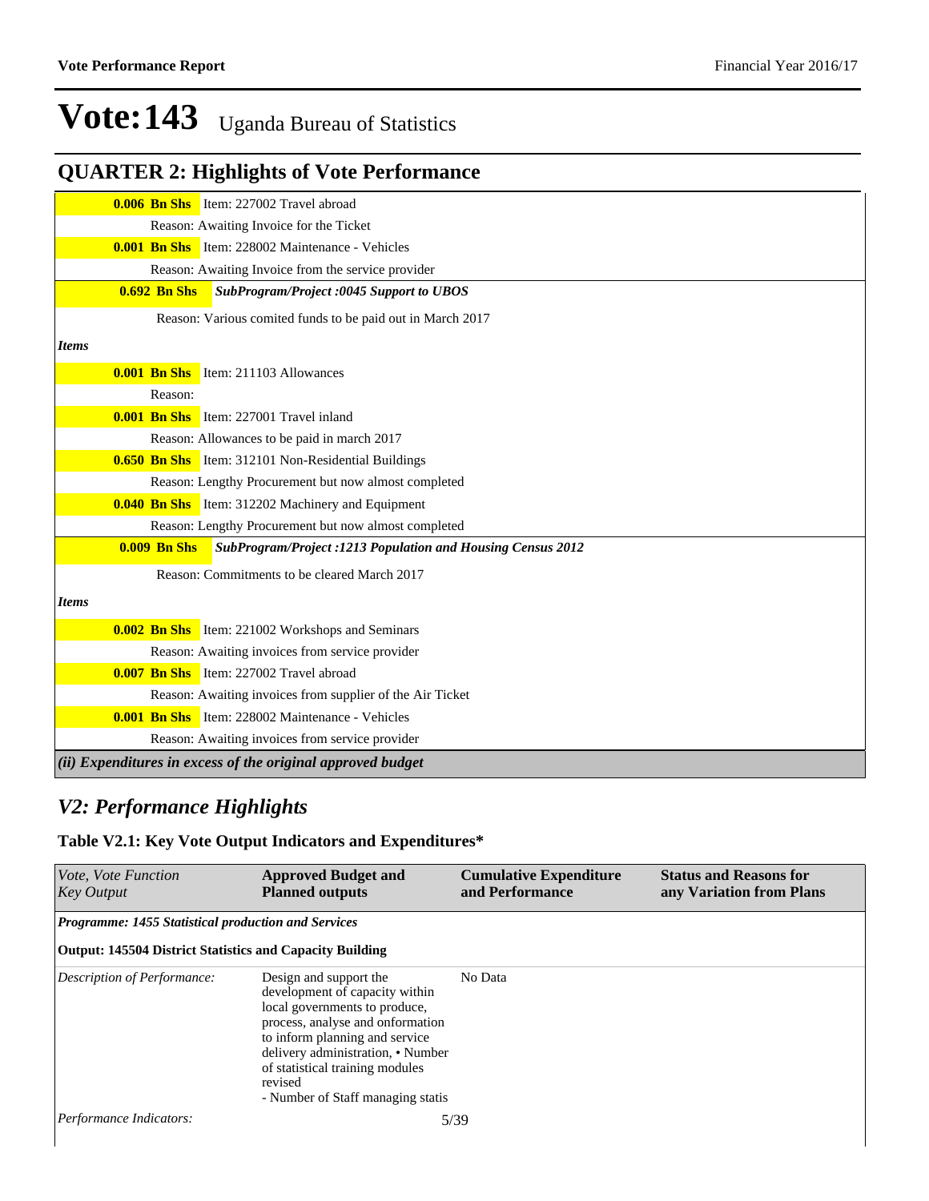# Vote:143 Uganda Bureau of Statistics

## QUARTER 2: Highlights of Vote Performance

**0.006 Bn Shs** Item: 227002 Travel abroad

Reason: Awaiting Invoice for the Ticket

**0.001 Bn Shs** Item: 228002 Maintenance - Vehicles

Reason: Awaiting Invoice from the service provider

**0.692 Bn Shs** ***SubProgram/Project :0045 Support to UBOS***

Reason: Various comited funds to be paid out in March 2017

***Items***

**0.001 Bn Shs** Item: 211103 Allowances

Reason:

**0.001 Bn Shs** Item: 227001 Travel inland

Reason: Allowances to be paid in march 2017

**0.650 Bn Shs** Item: 312101 Non-Residential Buildings

Reason: Lengthy Procurement but now almost completed

**0.040 Bn Shs** Item: 312202 Machinery and Equipment

Reason: Lengthy Procurement but now almost completed

**0.009 Bn Shs** ***SubProgram/Project :1213 Population and Housing Census 2012***

Reason: Commitments to be cleared March 2017

***Items***

**0.002 Bn Shs** Item: 221002 Workshops and Seminars

Reason: Awaiting invoices from service provider

**0.007 Bn Shs** Item: 227002 Travel abroad

Reason: Awaiting invoices from supplier of the Air Ticket

**0.001 Bn Shs** Item: 228002 Maintenance - Vehicles

Reason: Awaiting invoices from service provider

***(ii) Expenditures in excess of the original approved budget***

## *V2: Performance Highlights*

### Table V2.1: Key Vote Output Indicators and Expenditures*

| *Vote, Vote Function Key Output* | **Approved Budget and Planned outputs** | **Cumulative Expenditure and Performance** | **Status and Reasons for any Variation from Plans** |
|---|---|---|---|
| ***Programme: 1455 Statistical production and Services*** | | | |
| **Output: 145504 District Statistics and Capacity Building** | | | |
| *Description of Performance:* | Design and support the development of capacity within local governments to produce, process, analyse and onformation to inform planning and service delivery administration, • Number of statistical training modules revised<br>- Number of Staff managing statis | No Data | |
| *Performance Indicators:* | | | |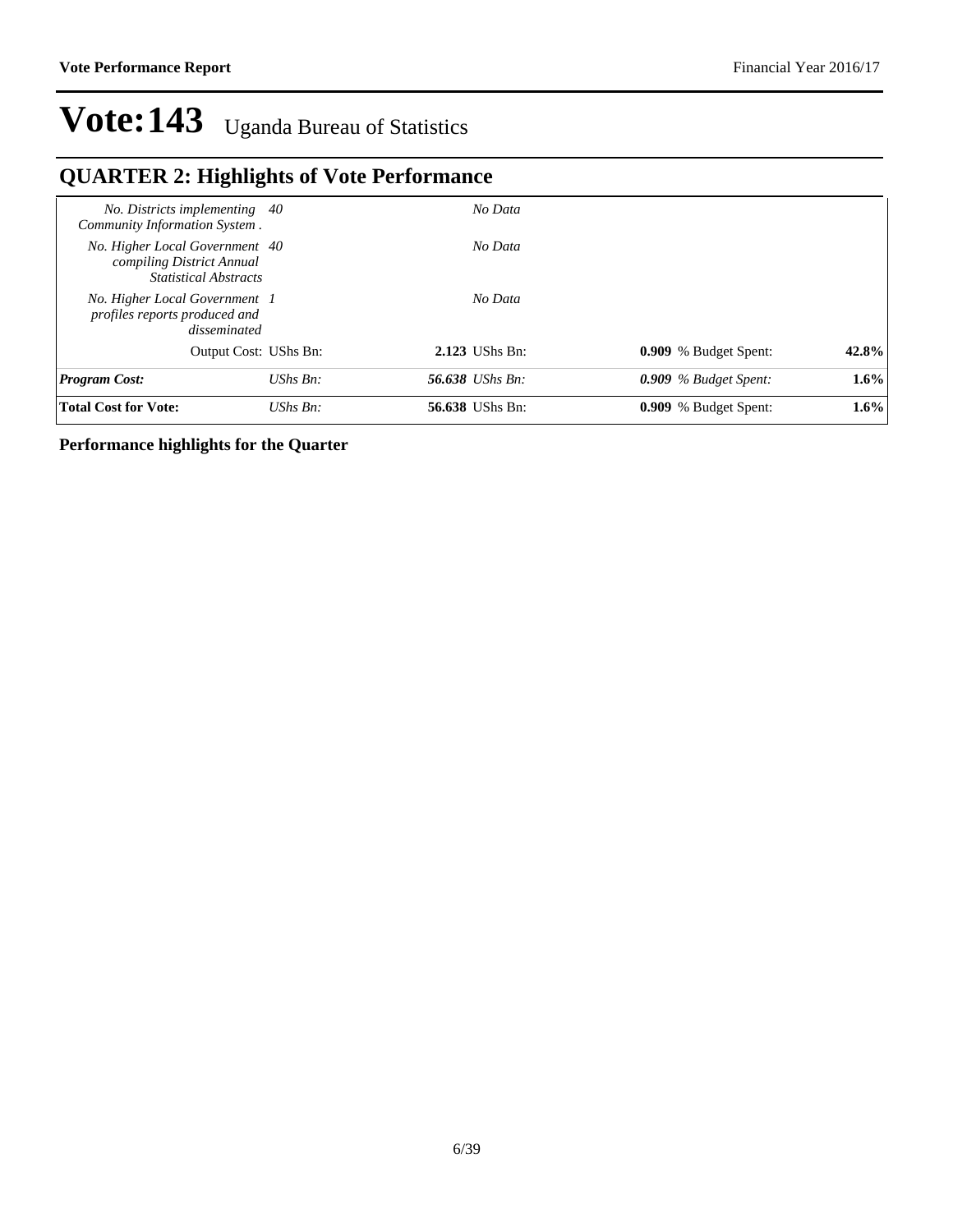# Vote:143 Uganda Bureau of Statistics

## QUARTER 2: Highlights of Vote Performance

| | | | | |
|---|---|---|---|---|
| *No. Districts implementing Community Information System .* | *40* | *No Data* | | |
| *No. Higher Local Government compiling District Annual Statistical Abstracts* | *40* | *No Data* | | |
| *No. Higher Local Government profiles reports produced and disseminated* | *1* | *No Data* | | |
| Output Cost: | UShs Bn: | **2.123** UShs Bn: | **0.909** % Budget Spent: | **42.8%** |
| ***Program Cost:*** | *UShs Bn:* | ***56.638*** *UShs Bn:* | ***0.909*** *% Budget Spent:* | **1.6%** |
| **Total Cost for Vote:** | *UShs Bn:* | **56.638** UShs Bn: | **0.909** % Budget Spent: | **1.6%** |

**Performance highlights for the Quarter**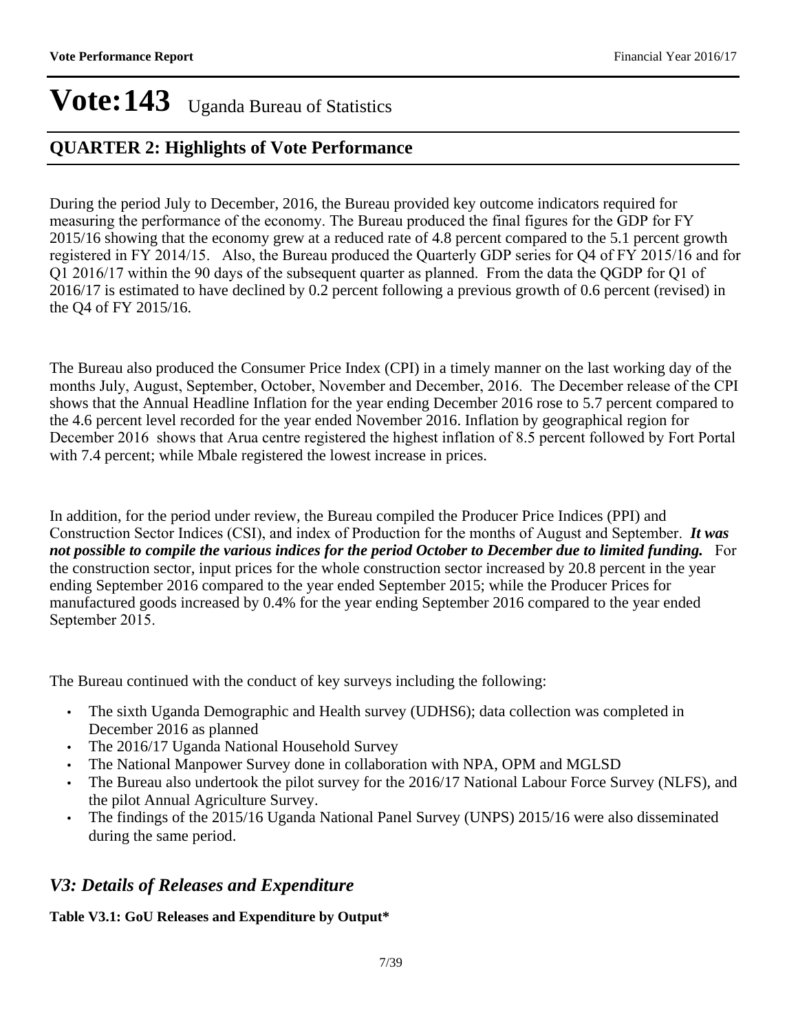# Vote:143 Uganda Bureau of Statistics

## QUARTER 2: Highlights of Vote Performance

During the period July to December, 2016, the Bureau provided key outcome indicators required for measuring the performance of the economy. The Bureau produced the final figures for the GDP for FY 2015/16 showing that the economy grew at a reduced rate of 4.8 percent compared to the 5.1 percent growth registered in FY 2014/15. Also, the Bureau produced the Quarterly GDP series for Q4 of FY 2015/16 and for Q1 2016/17 within the 90 days of the subsequent quarter as planned. From the data the QGDP for Q1 of 2016/17 is estimated to have declined by 0.2 percent following a previous growth of 0.6 percent (revised) in the Q4 of FY 2015/16.

The Bureau also produced the Consumer Price Index (CPI) in a timely manner on the last working day of the months July, August, September, October, November and December, 2016. The December release of the CPI shows that the Annual Headline Inflation for the year ending December 2016 rose to 5.7 percent compared to the 4.6 percent level recorded for the year ended November 2016. Inflation by geographical region for December 2016 shows that Arua centre registered the highest inflation of 8.5 percent followed by Fort Portal with 7.4 percent; while Mbale registered the lowest increase in prices.

In addition, for the period under review, the Bureau compiled the Producer Price Indices (PPI) and Construction Sector Indices (CSI), and index of Production for the months of August and September. ***It was not possible to compile the various indices for the period October to December due to limited funding.*** For the construction sector, input prices for the whole construction sector increased by 20.8 percent in the year ending September 2016 compared to the year ended September 2015; while the Producer Prices for manufactured goods increased by 0.4% for the year ending September 2016 compared to the year ended September 2015.

The Bureau continued with the conduct of key surveys including the following:

- The sixth Uganda Demographic and Health survey (UDHS6); data collection was completed in December 2016 as planned
- The 2016/17 Uganda National Household Survey
- The National Manpower Survey done in collaboration with NPA, OPM and MGLSD
- The Bureau also undertook the pilot survey for the 2016/17 National Labour Force Survey (NLFS), and the pilot Annual Agriculture Survey.
- The findings of the 2015/16 Uganda National Panel Survey (UNPS) 2015/16 were also disseminated during the same period.

## *V3: Details of Releases and Expenditure*

**Table V3.1: GoU Releases and Expenditure by Output***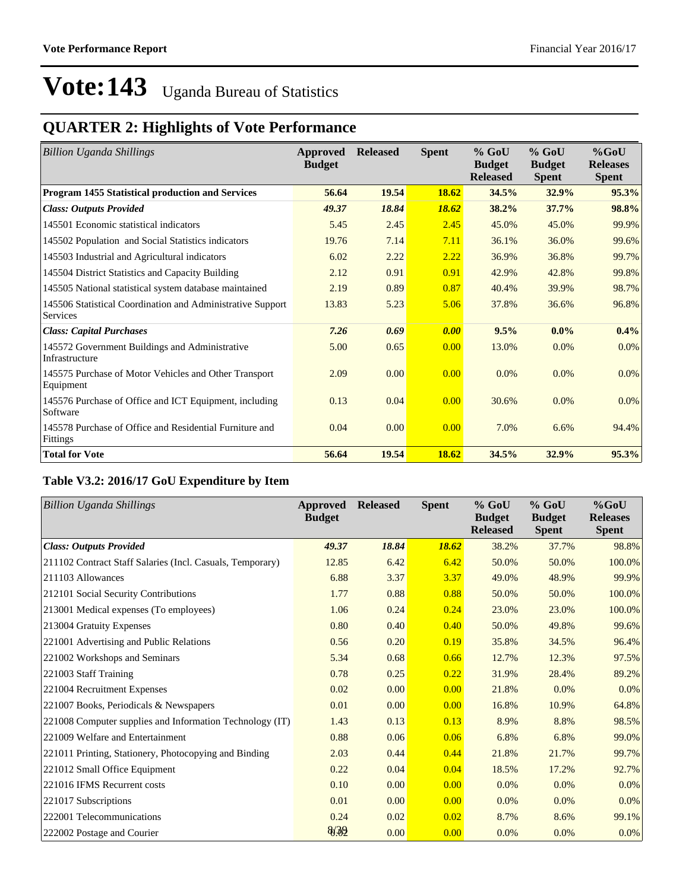# Vote:143 Uganda Bureau of Statistics

## QUARTER 2: Highlights of Vote Performance

| *Billion Uganda Shillings* | Approved Budget | Released | Spent | % GoU Budget Released | % GoU Budget Spent | %GoU Releases Spent |
|---|---|---|---|---|---|---|
| **Program 1455 Statistical production and Services** | **56.64** | **19.54** | **18.62** | **34.5%** | **32.9%** | **95.3%** |
| ***Class: Outputs Provided*** | ***49.37*** | ***18.84*** | ***18.62*** | **38.2%** | **37.7%** | **98.8%** |
| 145501 Economic statistical indicators | 5.45 | 2.45 | 2.45 | 45.0% | 45.0% | 99.9% |
| 145502 Population and Social Statistics indicators | 19.76 | 7.14 | 7.11 | 36.1% | 36.0% | 99.6% |
| 145503 Industrial and Agricultural indicators | 6.02 | 2.22 | 2.22 | 36.9% | 36.8% | 99.7% |
| 145504 District Statistics and Capacity Building | 2.12 | 0.91 | 0.91 | 42.9% | 42.8% | 99.8% |
| 145505 National statistical system database maintained | 2.19 | 0.89 | 0.87 | 40.4% | 39.9% | 98.7% |
| 145506 Statistical Coordination and Administrative Support Services | 13.83 | 5.23 | 5.06 | 37.8% | 36.6% | 96.8% |
| ***Class: Capital Purchases*** | ***7.26*** | ***0.69*** | ***0.00*** | **9.5%** | **0.0%** | **0.4%** |
| 145572 Government Buildings and Administrative Infrastructure | 5.00 | 0.65 | 0.00 | 13.0% | 0.0% | 0.0% |
| 145575 Purchase of Motor Vehicles and Other Transport Equipment | 2.09 | 0.00 | 0.00 | 0.0% | 0.0% | 0.0% |
| 145576 Purchase of Office and ICT Equipment, including Software | 0.13 | 0.04 | 0.00 | 30.6% | 0.0% | 0.0% |
| 145578 Purchase of Office and Residential Furniture and Fittings | 0.04 | 0.00 | 0.00 | 7.0% | 6.6% | 94.4% |
| **Total for Vote** | **56.64** | **19.54** | **18.62** | **34.5%** | **32.9%** | **95.3%** |

### Table V3.2: 2016/17 GoU Expenditure by Item

| *Billion Uganda Shillings* | Approved Budget | Released | Spent | % GoU Budget Released | % GoU Budget Spent | %GoU Releases Spent |
|---|---|---|---|---|---|---|
| ***Class: Outputs Provided*** | ***49.37*** | ***18.84*** | ***18.62*** | 38.2% | 37.7% | 98.8% |
| 211102 Contract Staff Salaries (Incl. Casuals, Temporary) | 12.85 | 6.42 | 6.42 | 50.0% | 50.0% | 100.0% |
| 211103 Allowances | 6.88 | 3.37 | 3.37 | 49.0% | 48.9% | 99.9% |
| 212101 Social Security Contributions | 1.77 | 0.88 | 0.88 | 50.0% | 50.0% | 100.0% |
| 213001 Medical expenses (To employees) | 1.06 | 0.24 | 0.24 | 23.0% | 23.0% | 100.0% |
| 213004 Gratuity Expenses | 0.80 | 0.40 | 0.40 | 50.0% | 49.8% | 99.6% |
| 221001 Advertising and Public Relations | 0.56 | 0.20 | 0.19 | 35.8% | 34.5% | 96.4% |
| 221002 Workshops and Seminars | 5.34 | 0.68 | 0.66 | 12.7% | 12.3% | 97.5% |
| 221003 Staff Training | 0.78 | 0.25 | 0.22 | 31.9% | 28.4% | 89.2% |
| 221004 Recruitment Expenses | 0.02 | 0.00 | 0.00 | 21.8% | 0.0% | 0.0% |
| 221007 Books, Periodicals & Newspapers | 0.01 | 0.00 | 0.00 | 16.8% | 10.9% | 64.8% |
| 221008 Computer supplies and Information Technology (IT) | 1.43 | 0.13 | 0.13 | 8.9% | 8.8% | 98.5% |
| 221009 Welfare and Entertainment | 0.88 | 0.06 | 0.06 | 6.8% | 6.8% | 99.0% |
| 221011 Printing, Stationery, Photocopying and Binding | 2.03 | 0.44 | 0.44 | 21.8% | 21.7% | 99.7% |
| 221012 Small Office Equipment | 0.22 | 0.04 | 0.04 | 18.5% | 17.2% | 92.7% |
| 221016 IFMS Recurrent costs | 0.10 | 0.00 | 0.00 | 0.0% | 0.0% | 0.0% |
| 221017 Subscriptions | 0.01 | 0.00 | 0.00 | 0.0% | 0.0% | 0.0% |
| 222001 Telecommunications | 0.24 | 0.02 | 0.02 | 8.7% | 8.6% | 99.1% |
| 222002 Postage and Courier | 0.02 | 0.00 | 0.00 | 0.0% | 0.0% | 0.0% |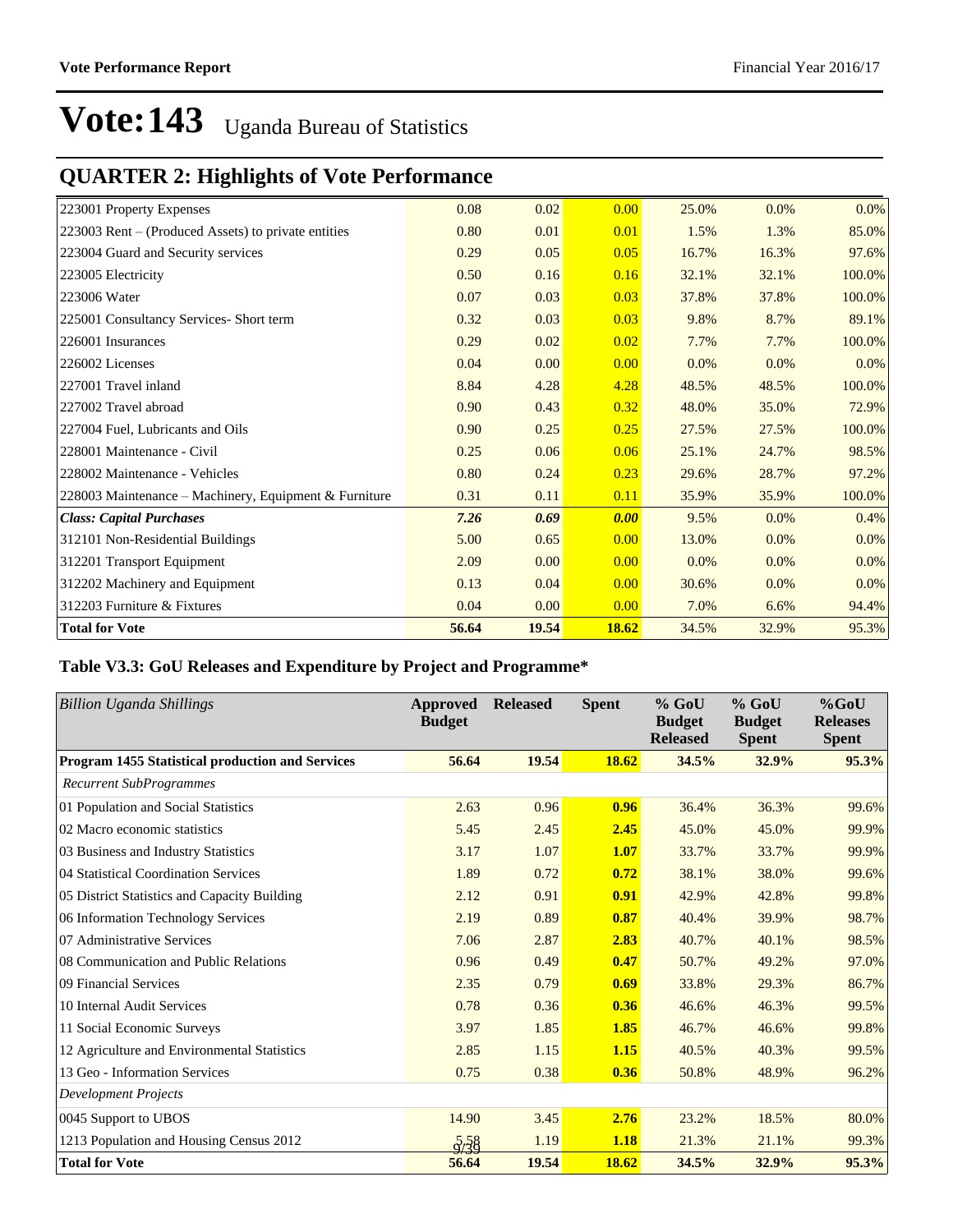# Vote:143 Uganda Bureau of Statistics

## QUARTER 2: Highlights of Vote Performance

| | | | | | | |
|---|---|---|---|---|---|---|
| 223001 Property Expenses | 0.08 | 0.02 | 0.00 | 25.0% | 0.0% | 0.0% |
| 223003 Rent – (Produced Assets) to private entities | 0.80 | 0.01 | 0.01 | 1.5% | 1.3% | 85.0% |
| 223004 Guard and Security services | 0.29 | 0.05 | 0.05 | 16.7% | 16.3% | 97.6% |
| 223005 Electricity | 0.50 | 0.16 | 0.16 | 32.1% | 32.1% | 100.0% |
| 223006 Water | 0.07 | 0.03 | 0.03 | 37.8% | 37.8% | 100.0% |
| 225001 Consultancy Services- Short term | 0.32 | 0.03 | 0.03 | 9.8% | 8.7% | 89.1% |
| 226001 Insurances | 0.29 | 0.02 | 0.02 | 7.7% | 7.7% | 100.0% |
| 226002 Licenses | 0.04 | 0.00 | 0.00 | 0.0% | 0.0% | 0.0% |
| 227001 Travel inland | 8.84 | 4.28 | 4.28 | 48.5% | 48.5% | 100.0% |
| 227002 Travel abroad | 0.90 | 0.43 | 0.32 | 48.0% | 35.0% | 72.9% |
| 227004 Fuel, Lubricants and Oils | 0.90 | 0.25 | 0.25 | 27.5% | 27.5% | 100.0% |
| 228001 Maintenance - Civil | 0.25 | 0.06 | 0.06 | 25.1% | 24.7% | 98.5% |
| 228002 Maintenance - Vehicles | 0.80 | 0.24 | 0.23 | 29.6% | 28.7% | 97.2% |
| 228003 Maintenance – Machinery, Equipment & Furniture | 0.31 | 0.11 | 0.11 | 35.9% | 35.9% | 100.0% |
| ***Class: Capital Purchases*** | ***7.26*** | ***0.69*** | ***0.00*** | 9.5% | 0.0% | 0.4% |
| 312101 Non-Residential Buildings | 5.00 | 0.65 | 0.00 | 13.0% | 0.0% | 0.0% |
| 312201 Transport Equipment | 2.09 | 0.00 | 0.00 | 0.0% | 0.0% | 0.0% |
| 312202 Machinery and Equipment | 0.13 | 0.04 | 0.00 | 30.6% | 0.0% | 0.0% |
| 312203 Furniture & Fixtures | 0.04 | 0.00 | 0.00 | 7.0% | 6.6% | 94.4% |
| **Total for Vote** | **56.64** | **19.54** | **18.62** | 34.5% | 32.9% | 95.3% |

### Table V3.3: GoU Releases and Expenditure by Project and Programme*

| *Billion Uganda Shillings* | Approved Budget | Released | Spent | % GoU Budget Released | % GoU Budget Spent | %GoU Releases Spent |
|---|---|---|---|---|---|---|
| **Program 1455 Statistical production and Services** | **56.64** | **19.54** | **18.62** | **34.5%** | **32.9%** | **95.3%** |
| *Recurrent SubProgrammes* | | | | | | |
| 01 Population and Social Statistics | 2.63 | 0.96 | **0.96** | 36.4% | 36.3% | 99.6% |
| 02 Macro economic statistics | 5.45 | 2.45 | **2.45** | 45.0% | 45.0% | 99.9% |
| 03 Business and Industry Statistics | 3.17 | 1.07 | **1.07** | 33.7% | 33.7% | 99.9% |
| 04 Statistical Coordination Services | 1.89 | 0.72 | **0.72** | 38.1% | 38.0% | 99.6% |
| 05 District Statistics and Capacity Building | 2.12 | 0.91 | **0.91** | 42.9% | 42.8% | 99.8% |
| 06 Information Technology Services | 2.19 | 0.89 | **0.87** | 40.4% | 39.9% | 98.7% |
| 07 Administrative Services | 7.06 | 2.87 | **2.83** | 40.7% | 40.1% | 98.5% |
| 08 Communication and Public Relations | 0.96 | 0.49 | **0.47** | 50.7% | 49.2% | 97.0% |
| 09 Financial Services | 2.35 | 0.79 | **0.69** | 33.8% | 29.3% | 86.7% |
| 10 Internal Audit Services | 0.78 | 0.36 | **0.36** | 46.6% | 46.3% | 99.5% |
| 11 Social Economic Surveys | 3.97 | 1.85 | **1.85** | 46.7% | 46.6% | 99.8% |
| 12 Agriculture and Environmental Statistics | 2.85 | 1.15 | **1.15** | 40.5% | 40.3% | 99.5% |
| 13 Geo - Information Services | 0.75 | 0.38 | **0.36** | 50.8% | 48.9% | 96.2% |
| *Development Projects* | | | | | | |
| 0045 Support to UBOS | 14.90 | 3.45 | **2.76** | 23.2% | 18.5% | 80.0% |
| 1213 Population and Housing Census 2012 | 5.58 | 1.19 | **1.18** | 21.3% | 21.1% | 99.3% |
| **Total for Vote** | **56.64** | **19.54** | **18.62** | **34.5%** | **32.9%** | **95.3%** |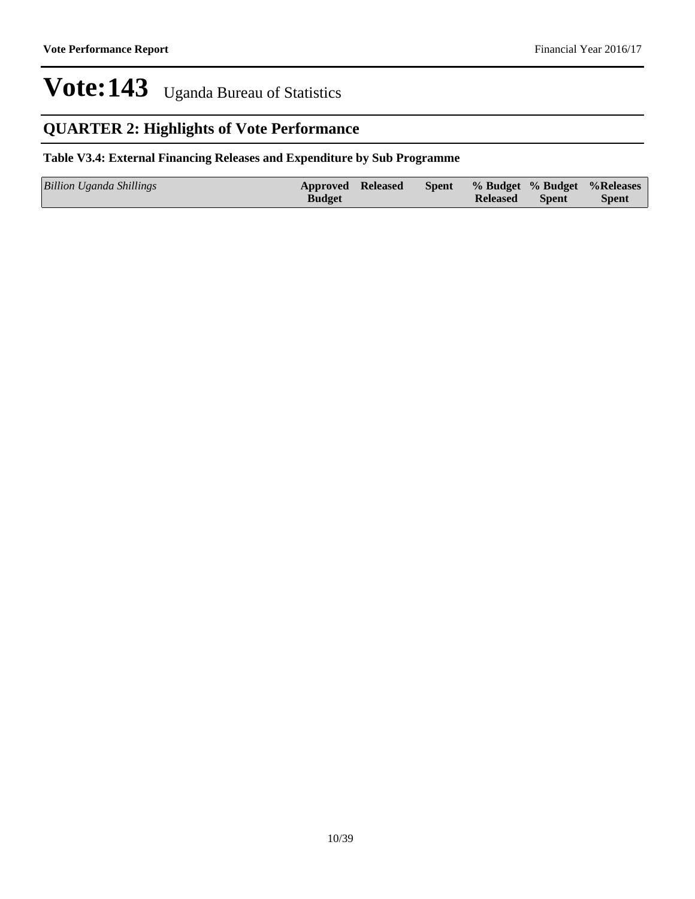# Vote:143 Uganda Bureau of Statistics

## QUARTER 2: Highlights of Vote Performance

### Table V3.4: External Financing Releases and Expenditure by Sub Programme

| *Billion Uganda Shillings* | Approved Budget | Released | Spent | % Budget Released | % Budget Spent | %Releases Spent |
|---|---|---|---|---|---|---|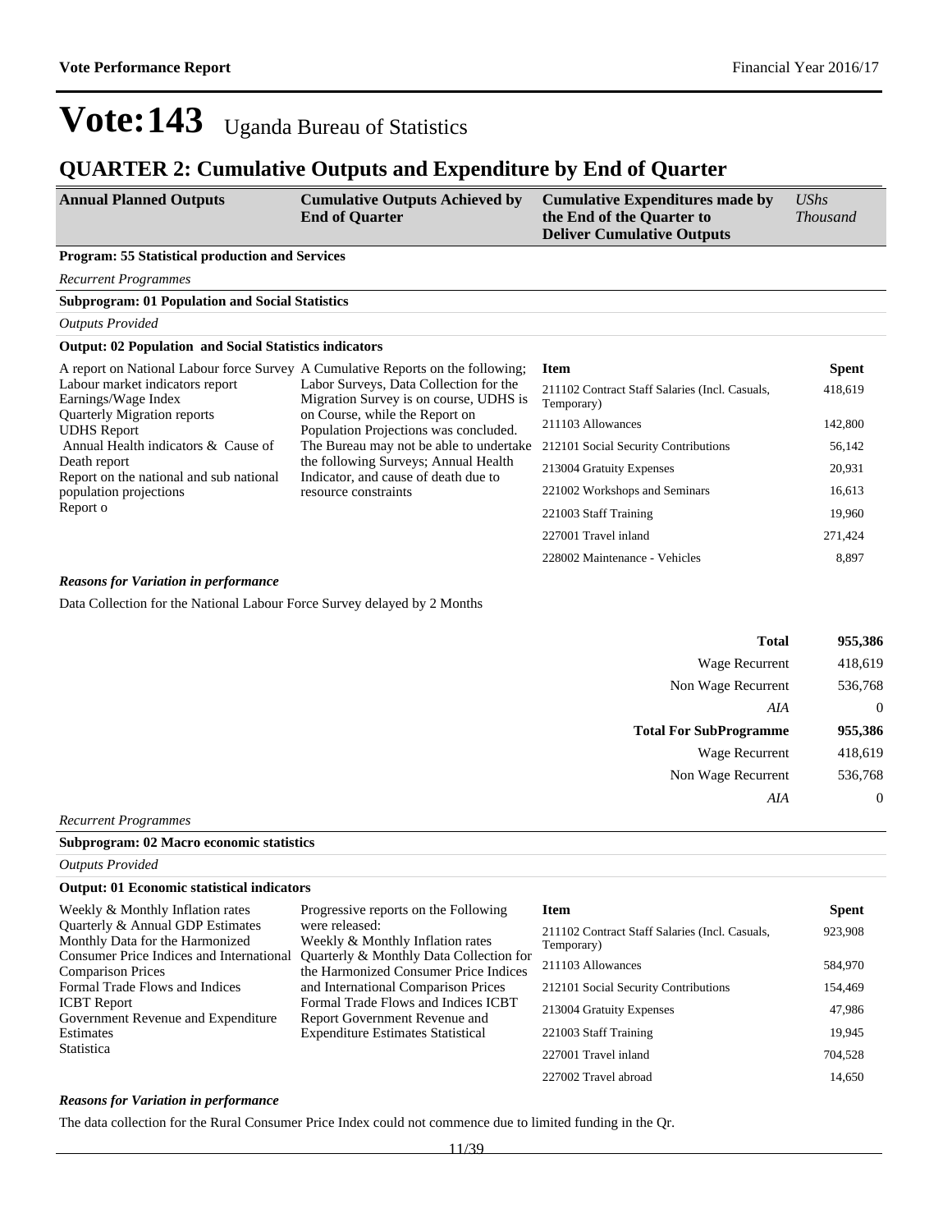# Vote:143 Uganda Bureau of Statistics

## QUARTER 2: Cumulative Outputs and Expenditure by End of Quarter

| Annual Planned Outputs | Cumulative Outputs Achieved by End of Quarter | Cumulative Expenditures made by the End of the Quarter to Deliver Cumulative Outputs | *UShs Thousand* |
|---|---|---|---|

**Program: 55 Statistical production and Services**

*Recurrent Programmes*

**Subprogram: 01 Population and Social Statistics**

*Outputs Provided*

**Output: 02 Population and Social Statistics indicators**

| Annual Planned Outputs | Cumulative Outputs Achieved by End of Quarter | Item | Spent |
|---|---|---|---|
| A report on National Labour force Survey Labour market indicators report Earnings/Wage Index Quarterly Migration reports UDHS Report Annual Health indicators & Cause of Death report Report on the national and sub national population projections Report o | A Cumulative Reports on the following; Labor Surveys, Data Collection for the Migration Survey is on course, UDHS is on Course, while the Report on Population Projections was concluded. The Bureau may not be able to undertake the following Surveys; Annual Health Indicator, and cause of death due to resource constraints | 211102 Contract Staff Salaries (Incl. Casuals, Temporary) | 418,619 |
| | | 211103 Allowances | 142,800 |
| | | 212101 Social Security Contributions | 56,142 |
| | | 213004 Gratuity Expenses | 20,931 |
| | | 221002 Workshops and Seminars | 16,613 |
| | | 221003 Staff Training | 19,960 |
| | | 227001 Travel inland | 271,424 |
| | | 228002 Maintenance - Vehicles | 8,897 |

***Reasons for Variation in performance***

Data Collection for the National Labour Force Survey delayed by 2 Months

| | |
|---|---|
| **Total** | **955,386** |
| Wage Recurrent | 418,619 |
| Non Wage Recurrent | 536,768 |
| *AIA* | 0 |
| **Total For SubProgramme** | **955,386** |
| Wage Recurrent | 418,619 |
| Non Wage Recurrent | 536,768 |
| *AIA* | 0 |

*Recurrent Programmes*

**Subprogram: 02 Macro economic statistics**

*Outputs Provided*

**Output: 01 Economic statistical indicators**

| Annual Planned Outputs | Cumulative Outputs Achieved by End of Quarter | Item | Spent |
|---|---|---|---|
| Weekly & Monthly Inflation rates Quarterly & Annual GDP Estimates Monthly Data for the Harmonized Consumer Price Indices and International Comparison Prices Formal Trade Flows and Indices ICBT Report Government Revenue and Expenditure Estimates Statistica | Progressive reports on the Following were released: Weekly & Monthly Inflation rates Quarterly & Monthly Data Collection for the Harmonized Consumer Price Indices and International Comparison Prices Formal Trade Flows and Indices ICBT Report Government Revenue and Expenditure Estimates Statistical | 211102 Contract Staff Salaries (Incl. Casuals, Temporary) | 923,908 |
| | | 211103 Allowances | 584,970 |
| | | 212101 Social Security Contributions | 154,469 |
| | | 213004 Gratuity Expenses | 47,986 |
| | | 221003 Staff Training | 19,945 |
| | | 227001 Travel inland | 704,528 |
| | | 227002 Travel abroad | 14,650 |

***Reasons for Variation in performance***

The data collection for the Rural Consumer Price Index could not commence due to limited funding in the Qr.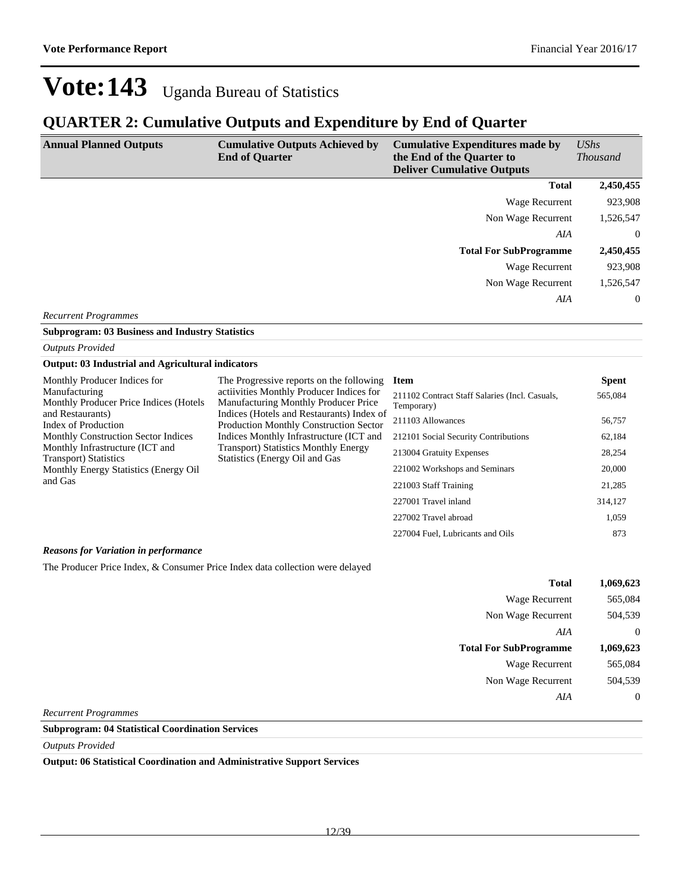# Vote:143 Uganda Bureau of Statistics

## QUARTER 2: Cumulative Outputs and Expenditure by End of Quarter

| Annual Planned Outputs | Cumulative Outputs Achieved by End of Quarter | Cumulative Expenditures made by the End of the Quarter to Deliver Cumulative Outputs | *UShs Thousand* |
|---|---|---|---|
| | | **Total** | **2,450,455** |
| | | Wage Recurrent | 923,908 |
| | | Non Wage Recurrent | 1,526,547 |
| | | *AIA* | 0 |
| | | **Total For SubProgramme** | **2,450,455** |
| | | Wage Recurrent | 923,908 |
| | | Non Wage Recurrent | 1,526,547 |
| | | *AIA* | 0 |

*Recurrent Programmes*

**Subprogram: 03 Business and Industry Statistics**

*Outputs Provided*

**Output: 03 Industrial and Agricultural indicators**

| Annual Planned Outputs | Cumulative Outputs Achieved by End of Quarter | Item | Spent |
|---|---|---|---|
| Monthly Producer Indices for Manufacturing<br>Monthly Producer Price Indices (Hotels and Restaurants)<br>Index of Production<br>Monthly Construction Sector Indices<br>Monthly Infrastructure (ICT and Transport) Statistics<br>Monthly Energy Statistics (Energy Oil and Gas | The Progressive reports on the following actiivities Monthly Producer Indices for Manufacturing Monthly Producer Price Indices (Hotels and Restaurants) Index of Production Monthly Construction Sector Indices Monthly Infrastructure (ICT and Transport) Statistics Monthly Energy Statistics (Energy Oil and Gas | 211102 Contract Staff Salaries (Incl. Casuals, Temporary) | 565,084 |
| | | 211103 Allowances | 56,757 |
| | | 212101 Social Security Contributions | 62,184 |
| | | 213004 Gratuity Expenses | 28,254 |
| | | 221002 Workshops and Seminars | 20,000 |
| | | 221003 Staff Training | 21,285 |
| | | 227001 Travel inland | 314,127 |
| | | 227002 Travel abroad | 1,059 |
| | | 227004 Fuel, Lubricants and Oils | 873 |

***Reasons for Variation in performance***

The Producer Price Index, & Consumer Price Index data collection were delayed

| | |
|---|---|
| **Total** | **1,069,623** |
| Wage Recurrent | 565,084 |
| Non Wage Recurrent | 504,539 |
| *AIA* | 0 |
| **Total For SubProgramme** | **1,069,623** |
| Wage Recurrent | 565,084 |
| Non Wage Recurrent | 504,539 |
| *AIA* | 0 |

*Recurrent Programmes*

**Subprogram: 04 Statistical Coordination Services**

*Outputs Provided*

**Output: 06 Statistical Coordination and Administrative Support Services**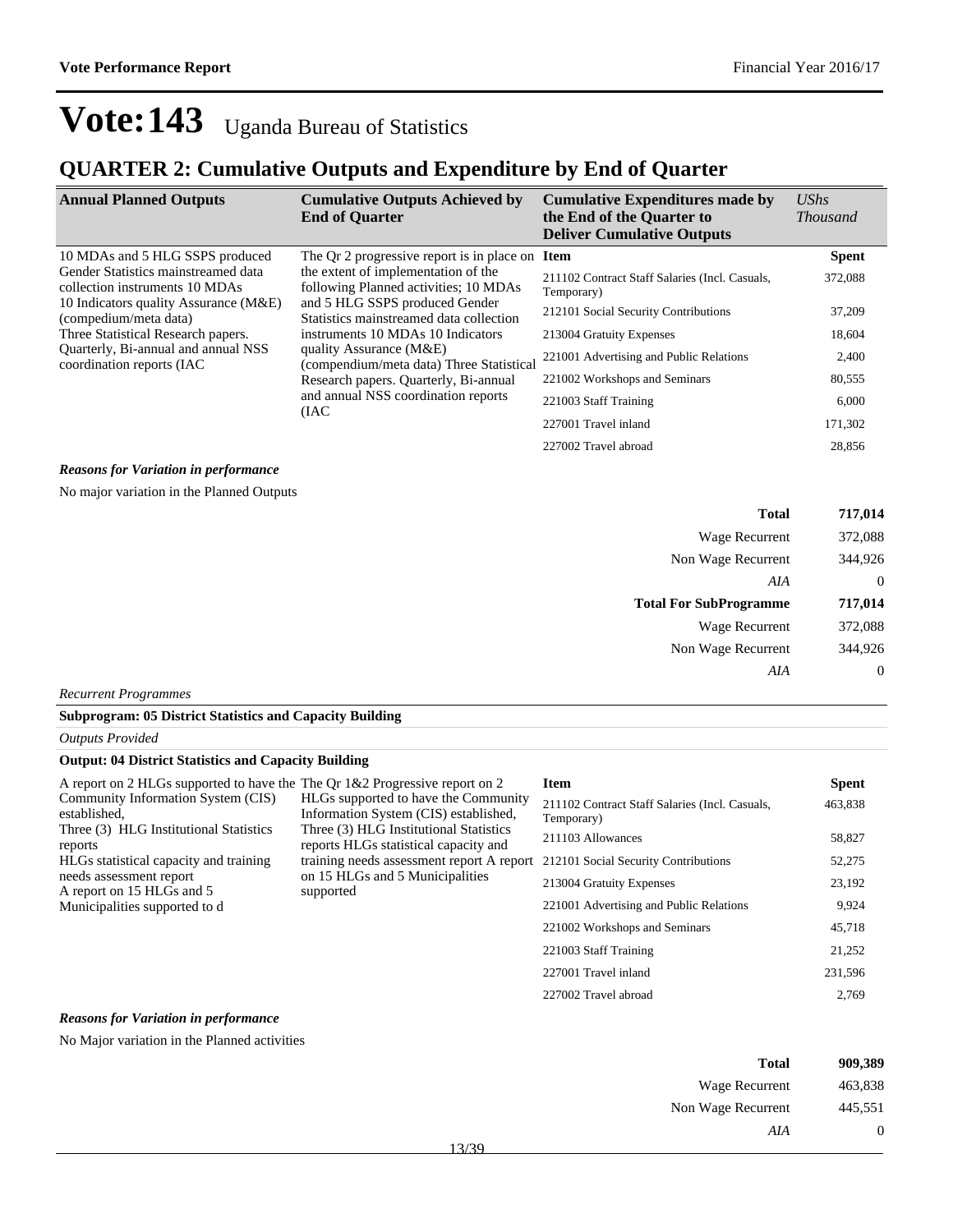# Vote:143 Uganda Bureau of Statistics

## QUARTER 2: Cumulative Outputs and Expenditure by End of Quarter

| Annual Planned Outputs | Cumulative Outputs Achieved by End of Quarter | Cumulative Expenditures made by the End of the Quarter to Deliver Cumulative Outputs | *UShs Thousand* |
|---|---|---|---|
| 10 MDAs and 5 HLG SSPS produced Gender Statistics mainstreamed data collection instruments 10 MDAs 10 Indicators quality Assurance (M&E) (compedium/meta data) Three Statistical Research papers. Quarterly, Bi-annual and annual NSS coordination reports (IAC | The Qr 2 progressive report is in place on the extent of implementation of the following Planned activities; 10 MDAs and 5 HLG SSPS produced Gender Statistics mainstreamed data collection instruments 10 MDAs 10 Indicators quality Assurance (M&E) (compendium/meta data) Three Statistical Research papers. Quarterly, Bi-annual and annual NSS coordination reports (IAC | **Item** | **Spent** |
| | | 211102 Contract Staff Salaries (Incl. Casuals, Temporary) | 372,088 |
| | | 212101 Social Security Contributions | 37,209 |
| | | 213004 Gratuity Expenses | 18,604 |
| | | 221001 Advertising and Public Relations | 2,400 |
| | | 221002 Workshops and Seminars | 80,555 |
| | | 221003 Staff Training | 6,000 |
| | | 227001 Travel inland | 171,302 |
| | | 227002 Travel abroad | 28,856 |

***Reasons for Variation in performance***

No major variation in the Planned Outputs

| | |
|---|---|
| **Total** | **717,014** |
| Wage Recurrent | 372,088 |
| Non Wage Recurrent | 344,926 |
| *AIA* | 0 |
| **Total For SubProgramme** | **717,014** |
| Wage Recurrent | 372,088 |
| Non Wage Recurrent | 344,926 |
| *AIA* | 0 |

*Recurrent Programmes*

**Subprogram: 05 District Statistics and Capacity Building**

*Outputs Provided*

**Output: 04 District Statistics and Capacity Building**

| Annual Planned Outputs | Cumulative Outputs Achieved by End of Quarter | Item | Spent |
|---|---|---|---|
| A report on 2 HLGs supported to have the Community Information System (CIS) established, Three (3) HLG Institutional Statistics reports HLGs statistical capacity and training needs assessment report A report on 15 HLGs and 5 Municipalities supported to d | The Qr 1&2 Progressive report on 2 HLGs supported to have the Community Information System (CIS) established, Three (3) HLG Institutional Statistics reports HLGs statistical capacity and training needs assessment report A report on 15 HLGs and 5 Municipalities supported | 211102 Contract Staff Salaries (Incl. Casuals, Temporary) | 463,838 |
| | | 211103 Allowances | 58,827 |
| | | 212101 Social Security Contributions | 52,275 |
| | | 213004 Gratuity Expenses | 23,192 |
| | | 221001 Advertising and Public Relations | 9,924 |
| | | 221002 Workshops and Seminars | 45,718 |
| | | 221003 Staff Training | 21,252 |
| | | 227001 Travel inland | 231,596 |
| | | 227002 Travel abroad | 2,769 |

***Reasons for Variation in performance***

No Major variation in the Planned activities

| | |
|---|---|
| **Total** | **909,389** |
| Wage Recurrent | 463,838 |
| Non Wage Recurrent | 445,551 |
| *AIA* | 0 |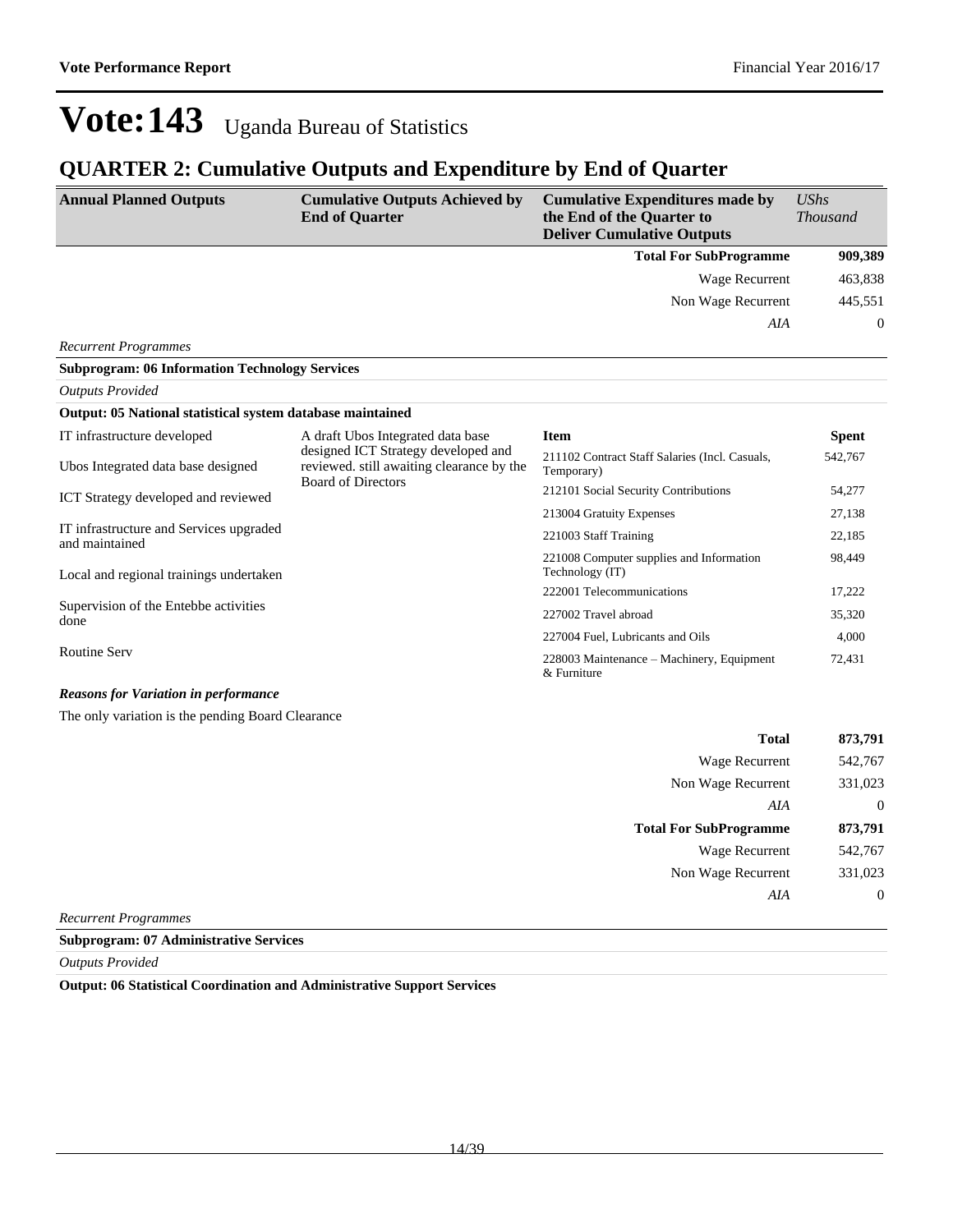# Vote:143 Uganda Bureau of Statistics

## QUARTER 2: Cumulative Outputs and Expenditure by End of Quarter

| Annual Planned Outputs | Cumulative Outputs Achieved by End of Quarter | Cumulative Expenditures made by the End of the Quarter to Deliver Cumulative Outputs | *UShs Thousand* |
|---|---|---|---|
| | | **Total For SubProgramme** | **909,389** |
| | | Wage Recurrent | 463,838 |
| | | Non Wage Recurrent | 445,551 |
| | | *AIA* | 0 |

*Recurrent Programmes*

**Subprogram: 06 Information Technology Services**

*Outputs Provided*

**Output: 05 National statistical system database maintained**

| Annual Planned Outputs | Cumulative Outputs Achieved by End of Quarter | Item | Spent |
|---|---|---|---|
| IT infrastructure developed<br><br>Ubos Integrated data base designed<br><br>ICT Strategy developed and reviewed<br><br>IT infrastructure and Services upgraded and maintained<br><br>Local and regional trainings undertaken<br><br>Supervision of the Entebbe activities done<br><br>Routine Serv | A draft Ubos Integrated data base designed ICT Strategy developed and reviewed. still awaiting clearance by the Board of Directors | 211102 Contract Staff Salaries (Incl. Casuals, Temporary) | 542,767 |
| | | 212101 Social Security Contributions | 54,277 |
| | | 213004 Gratuity Expenses | 27,138 |
| | | 221003 Staff Training | 22,185 |
| | | 221008 Computer supplies and Information Technology (IT) | 98,449 |
| | | 222001 Telecommunications | 17,222 |
| | | 227002 Travel abroad | 35,320 |
| | | 227004 Fuel, Lubricants and Oils | 4,000 |
| | | 228003 Maintenance – Machinery, Equipment & Furniture | 72,431 |

***Reasons for Variation in performance***

The only variation is the pending Board Clearance

| | |
|---|---|
| **Total** | **873,791** |
| Wage Recurrent | 542,767 |
| Non Wage Recurrent | 331,023 |
| *AIA* | 0 |
| **Total For SubProgramme** | **873,791** |
| Wage Recurrent | 542,767 |
| Non Wage Recurrent | 331,023 |
| *AIA* | 0 |

*Recurrent Programmes*

**Subprogram: 07 Administrative Services**

*Outputs Provided*

**Output: 06 Statistical Coordination and Administrative Support Services**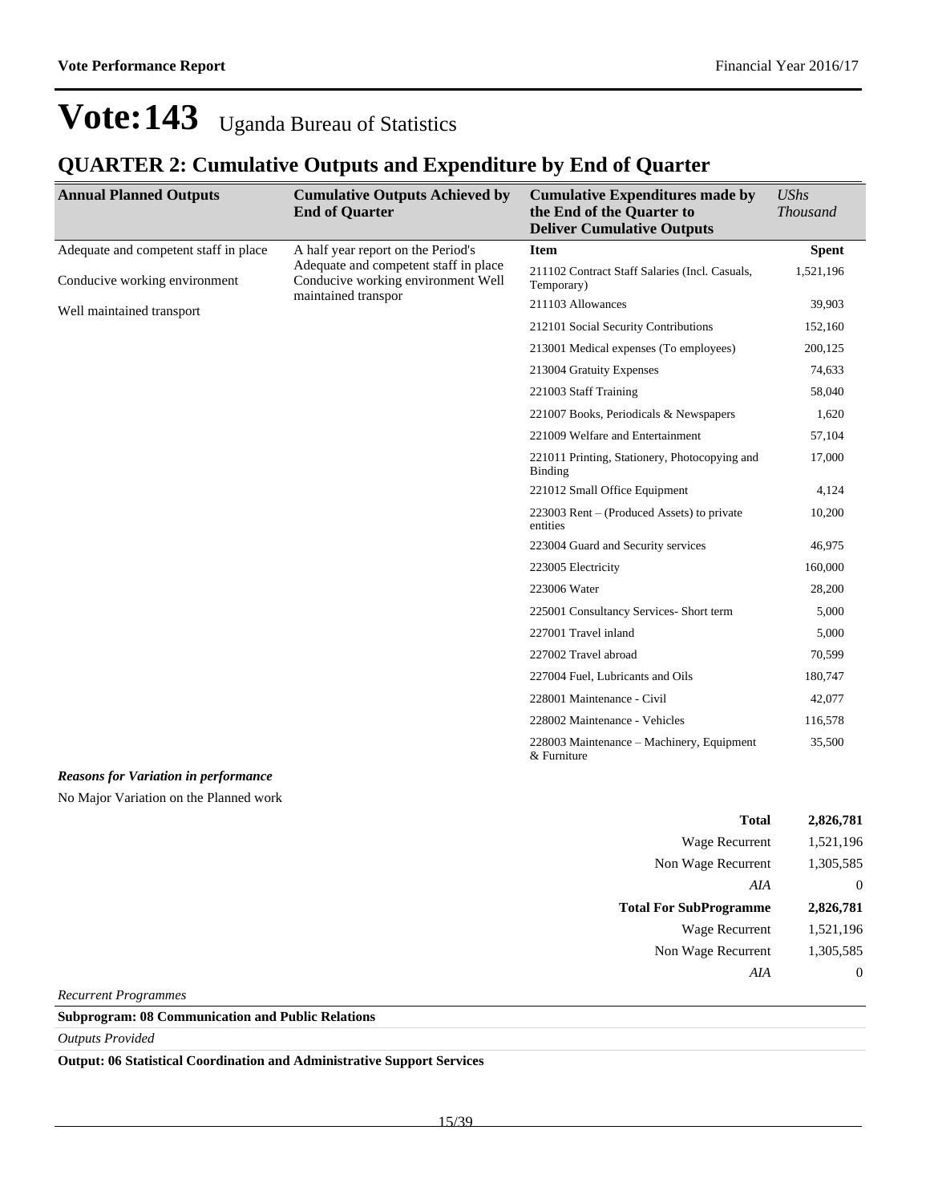# Vote:143 Uganda Bureau of Statistics

## QUARTER 2: Cumulative Outputs and Expenditure by End of Quarter

| Annual Planned Outputs | Cumulative Outputs Achieved by End of Quarter | Cumulative Expenditures made by the End of the Quarter to Deliver Cumulative Outputs | *UShs Thousand* |
|---|---|---|---|
| Adequate and competent staff in place<br><br>Conducive working environment<br><br>Well maintained transport | A half year report on the Period's Adequate and competent staff in place Conducive working environment Well maintained transpor | **Item** | **Spent** |
| | | 211102 Contract Staff Salaries (Incl. Casuals, Temporary) | 1,521,196 |
| | | 211103 Allowances | 39,903 |
| | | 212101 Social Security Contributions | 152,160 |
| | | 213001 Medical expenses (To employees) | 200,125 |
| | | 213004 Gratuity Expenses | 74,633 |
| | | 221003 Staff Training | 58,040 |
| | | 221007 Books, Periodicals & Newspapers | 1,620 |
| | | 221009 Welfare and Entertainment | 57,104 |
| | | 221011 Printing, Stationery, Photocopying and Binding | 17,000 |
| | | 221012 Small Office Equipment | 4,124 |
| | | 223003 Rent – (Produced Assets) to private entities | 10,200 |
| | | 223004 Guard and Security services | 46,975 |
| | | 223005 Electricity | 160,000 |
| | | 223006 Water | 28,200 |
| | | 225001 Consultancy Services- Short term | 5,000 |
| | | 227001 Travel inland | 5,000 |
| | | 227002 Travel abroad | 70,599 |
| | | 227004 Fuel, Lubricants and Oils | 180,747 |
| | | 228001 Maintenance - Civil | 42,077 |
| | | 228002 Maintenance - Vehicles | 116,578 |
| | | 228003 Maintenance – Machinery, Equipment & Furniture | 35,500 |

***Reasons for Variation in performance***

No Major Variation on the Planned work

| | |
|---|---|
| **Total** | **2,826,781** |
| Wage Recurrent | 1,521,196 |
| Non Wage Recurrent | 1,305,585 |
| *AIA* | 0 |
| **Total For SubProgramme** | **2,826,781** |
| Wage Recurrent | 1,521,196 |
| Non Wage Recurrent | 1,305,585 |
| *AIA* | 0 |

*Recurrent Programmes*

**Subprogram: 08 Communication and Public Relations**

*Outputs Provided*

**Output: 06 Statistical Coordination and Administrative Support Services**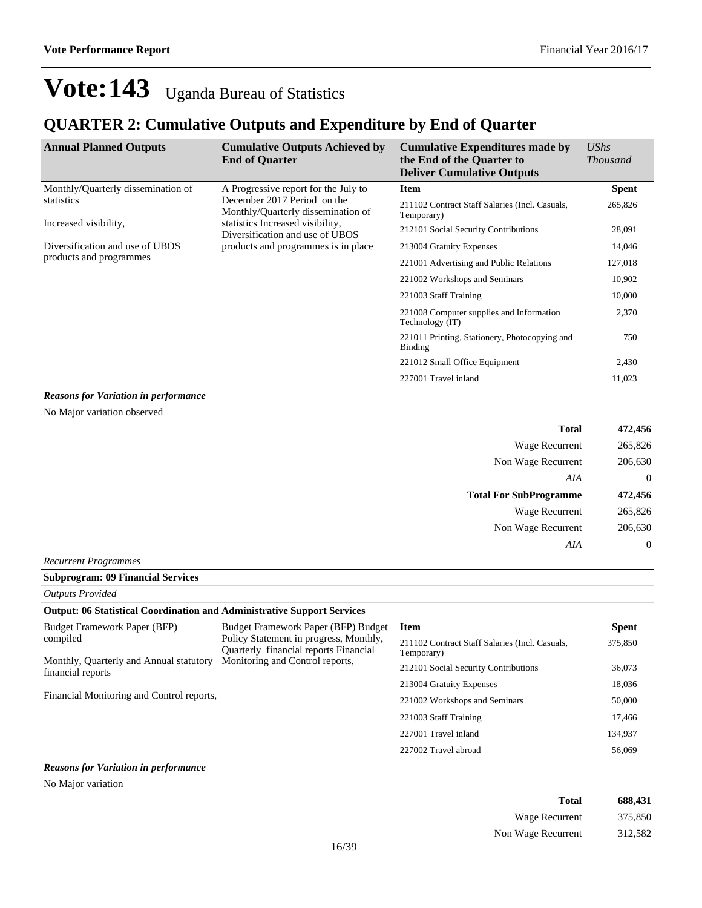# Vote:143 Uganda Bureau of Statistics

## QUARTER 2: Cumulative Outputs and Expenditure by End of Quarter

| Annual Planned Outputs | Cumulative Outputs Achieved by End of Quarter | Cumulative Expenditures made by the End of the Quarter to Deliver Cumulative Outputs | *UShs Thousand* |
|---|---|---|---|
| Monthly/Quarterly dissemination of statistics<br><br>Increased visibility,<br><br>Diversification and use of UBOS products and programmes | A Progressive report for the July to December 2017 Period on the Monthly/Quarterly dissemination of statistics Increased visibility, Diversification and use of UBOS products and programmes is in place | **Item** | **Spent** |
| | | 211102 Contract Staff Salaries (Incl. Casuals, Temporary) | 265,826 |
| | | 212101 Social Security Contributions | 28,091 |
| | | 213004 Gratuity Expenses | 14,046 |
| | | 221001 Advertising and Public Relations | 127,018 |
| | | 221002 Workshops and Seminars | 10,902 |
| | | 221003 Staff Training | 10,000 |
| | | 221008 Computer supplies and Information Technology (IT) | 2,370 |
| | | 221011 Printing, Stationery, Photocopying and Binding | 750 |
| | | 221012 Small Office Equipment | 2,430 |
| | | 227001 Travel inland | 11,023 |

***Reasons for Variation in performance***

No Major variation observed

| | |
|---|---|
| **Total** | **472,456** |
| Wage Recurrent | 265,826 |
| Non Wage Recurrent | 206,630 |
| *AIA* | 0 |
| **Total For SubProgramme** | **472,456** |
| Wage Recurrent | 265,826 |
| Non Wage Recurrent | 206,630 |
| *AIA* | 0 |

*Recurrent Programmes*

**Subprogram: 09 Financial Services**

*Outputs Provided*

**Output: 06 Statistical Coordination and Administrative Support Services**

| Annual Planned Outputs | Cumulative Outputs Achieved by End of Quarter | Item | Spent |
|---|---|---|---|
| Budget Framework Paper (BFP) compiled<br><br>Monthly, Quarterly and Annual statutory financial reports<br><br>Financial Monitoring and Control reports, | Budget Framework Paper (BFP) Budget Policy Statement in progress, Monthly, Quarterly financial reports Financial Monitoring and Control reports, | 211102 Contract Staff Salaries (Incl. Casuals, Temporary) | 375,850 |
| | | 212101 Social Security Contributions | 36,073 |
| | | 213004 Gratuity Expenses | 18,036 |
| | | 221002 Workshops and Seminars | 50,000 |
| | | 221003 Staff Training | 17,466 |
| | | 227001 Travel inland | 134,937 |
| | | 227002 Travel abroad | 56,069 |

***Reasons for Variation in performance***

No Major variation

| | |
|---|---|
| **Total** | **688,431** |
| Wage Recurrent | 375,850 |
| Non Wage Recurrent | 312,582 |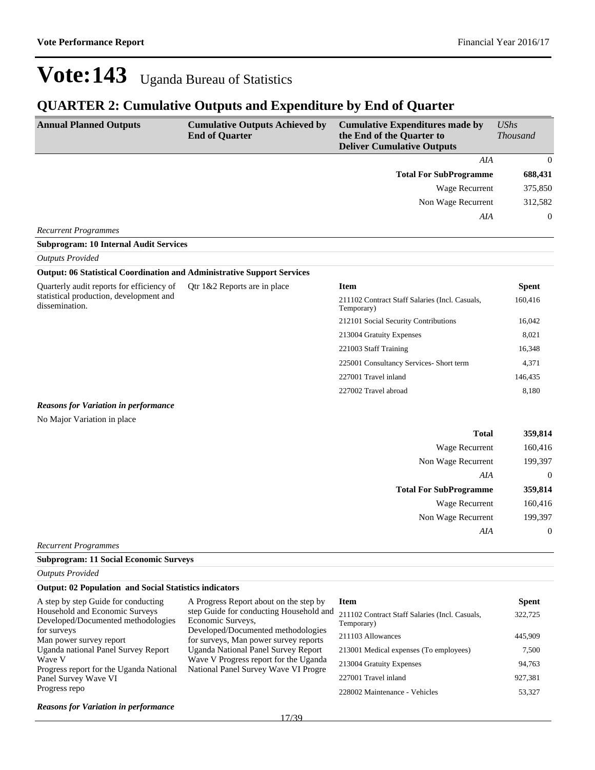# Vote:143 Uganda Bureau of Statistics

## QUARTER 2: Cumulative Outputs and Expenditure by End of Quarter

| Annual Planned Outputs | Cumulative Outputs Achieved by End of Quarter | Cumulative Expenditures made by the End of the Quarter to Deliver Cumulative Outputs | UShs Thousand |
|---|---|---|---|
| | | *AIA* | 0 |
| | | **Total For SubProgramme** | **688,431** |
| | | Wage Recurrent | 375,850 |
| | | Non Wage Recurrent | 312,582 |
| | | *AIA* | 0 |

*Recurrent Programmes*

**Subprogram: 10 Internal Audit Services**

*Outputs Provided*

**Output: 06 Statistical Coordination and Administrative Support Services**

| Annual Planned Outputs | Cumulative Outputs Achieved by End of Quarter | Item | Spent |
|---|---|---|---|
| Quarterly audit reports for efficiency of statistical production, development and dissemination. | Qtr 1&2 Reports are in place | 211102 Contract Staff Salaries (Incl. Casuals, Temporary) | 160,416 |
| | | 212101 Social Security Contributions | 16,042 |
| | | 213004 Gratuity Expenses | 8,021 |
| | | 221003 Staff Training | 16,348 |
| | | 225001 Consultancy Services- Short term | 4,371 |
| | | 227001 Travel inland | 146,435 |
| | | 227002 Travel abroad | 8,180 |

***Reasons for Variation in performance***

No Major Variation in place

| | |
|---|---|
| **Total** | **359,814** |
| Wage Recurrent | 160,416 |
| Non Wage Recurrent | 199,397 |
| *AIA* | 0 |
| **Total For SubProgramme** | **359,814** |
| Wage Recurrent | 160,416 |
| Non Wage Recurrent | 199,397 |
| *AIA* | 0 |

*Recurrent Programmes*

**Subprogram: 11 Social Economic Surveys**

*Outputs Provided*

**Output: 02 Population and Social Statistics indicators**

| Annual Planned Outputs | Cumulative Outputs Achieved by End of Quarter | Item | Spent |
|---|---|---|---|
| A step by step Guide for conducting Household and Economic Surveys Developed/Documented methodologies for surveys<br>Man power survey report<br>Uganda national Panel Survey Report Wave V<br>Progress report for the Uganda National Panel Survey Wave VI<br>Progress repo | A Progress Report about on the step by step Guide for conducting Household and Economic Surveys, Developed/Documented methodologies for surveys, Man power survey reports Uganda National Panel Survey Report Wave V Progress report for the Uganda National Panel Survey Wave VI Progre | 211102 Contract Staff Salaries (Incl. Casuals, Temporary) | 322,725 |
| | | 211103 Allowances | 445,909 |
| | | 213001 Medical expenses (To employees) | 7,500 |
| | | 213004 Gratuity Expenses | 94,763 |
| | | 227001 Travel inland | 927,381 |
| | | 228002 Maintenance - Vehicles | 53,327 |

***Reasons for Variation in performance***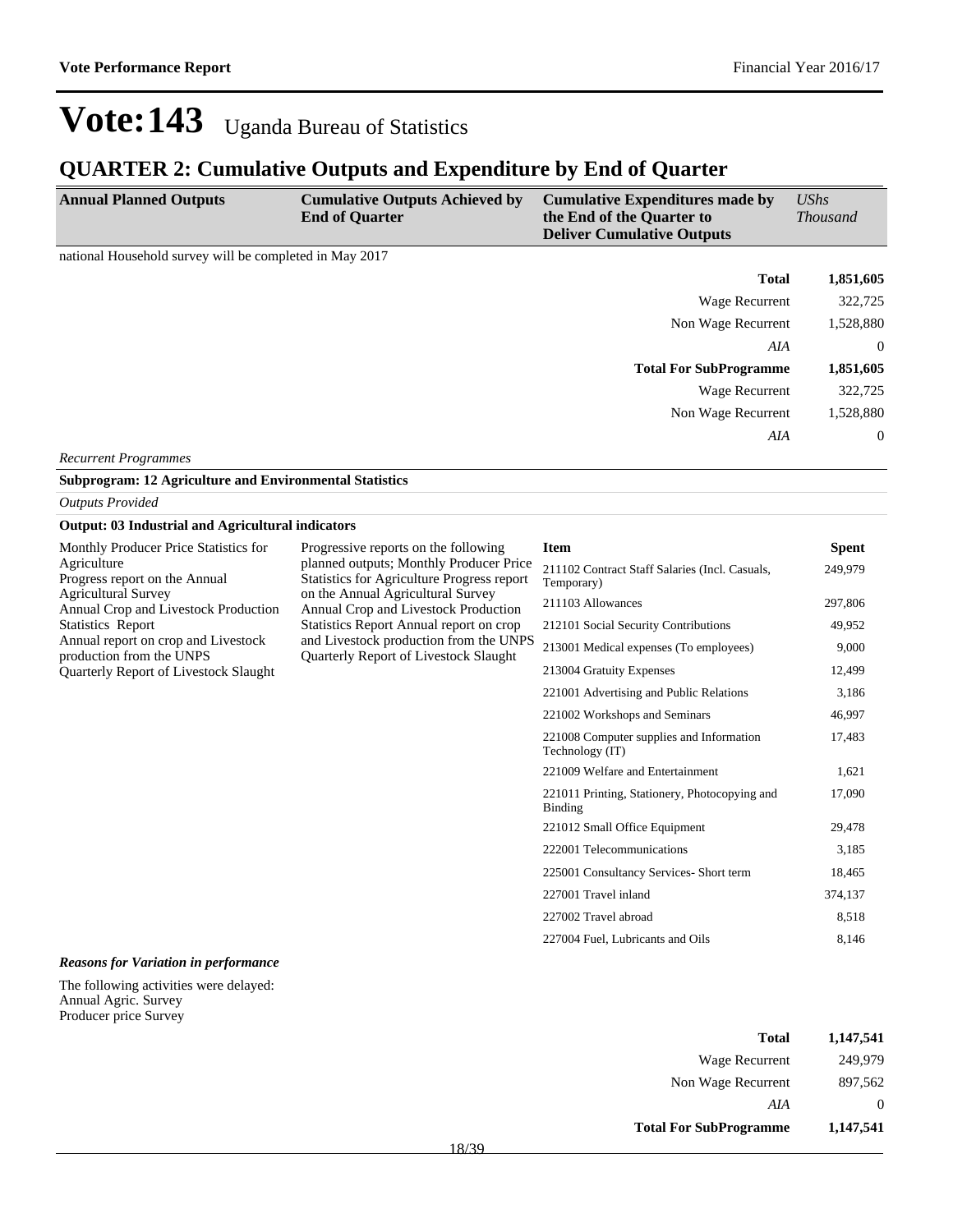# Vote:143 Uganda Bureau of Statistics

## QUARTER 2: Cumulative Outputs and Expenditure by End of Quarter

| Annual Planned Outputs | Cumulative Outputs Achieved by End of Quarter | Cumulative Expenditures made by the End of the Quarter to Deliver Cumulative Outputs | *UShs Thousand* |
|---|---|---|---|

national Household survey will be completed in May 2017

| | |
|---|---|
| **Total** | **1,851,605** |
| Wage Recurrent | 322,725 |
| Non Wage Recurrent | 1,528,880 |
| *AIA* | 0 |
| **Total For SubProgramme** | **1,851,605** |
| Wage Recurrent | 322,725 |
| Non Wage Recurrent | 1,528,880 |
| *AIA* | 0 |

*Recurrent Programmes*

**Subprogram: 12 Agriculture and Environmental Statistics**

*Outputs Provided*

**Output: 03 Industrial and Agricultural indicators**

| Annual Planned Outputs | Cumulative Outputs Achieved by End of Quarter | Item | Spent |
|---|---|---|---|
| Monthly Producer Price Statistics for Agriculture<br>Progress report on the Annual Agricultural Survey<br>Annual Crop and Livestock Production Statistics Report<br>Annual report on crop and Livestock production from the UNPS<br>Quarterly Report of Livestock Slaught | Progressive reports on the following planned outputs; Monthly Producer Price Statistics for Agriculture Progress report on the Annual Agricultural Survey Annual Crop and Livestock Production Statistics Report Annual report on crop and Livestock production from the UNPS Quarterly Report of Livestock Slaught | 211102 Contract Staff Salaries (Incl. Casuals, Temporary) | 249,979 |
| | | 211103 Allowances | 297,806 |
| | | 212101 Social Security Contributions | 49,952 |
| | | 213001 Medical expenses (To employees) | 9,000 |
| | | 213004 Gratuity Expenses | 12,499 |
| | | 221001 Advertising and Public Relations | 3,186 |
| | | 221002 Workshops and Seminars | 46,997 |
| | | 221008 Computer supplies and Information Technology (IT) | 17,483 |
| | | 221009 Welfare and Entertainment | 1,621 |
| | | 221011 Printing, Stationery, Photocopying and Binding | 17,090 |
| | | 221012 Small Office Equipment | 29,478 |
| | | 222001 Telecommunications | 3,185 |
| | | 225001 Consultancy Services- Short term | 18,465 |
| | | 227001 Travel inland | 374,137 |
| | | 227002 Travel abroad | 8,518 |
| | | 227004 Fuel, Lubricants and Oils | 8,146 |

***Reasons for Variation in performance***

The following activities were delayed:
Annual Agric. Survey
Producer price Survey

| | |
|---|---|
| **Total** | **1,147,541** |
| Wage Recurrent | 249,979 |
| Non Wage Recurrent | 897,562 |
| *AIA* | 0 |
| **Total For SubProgramme** | **1,147,541** |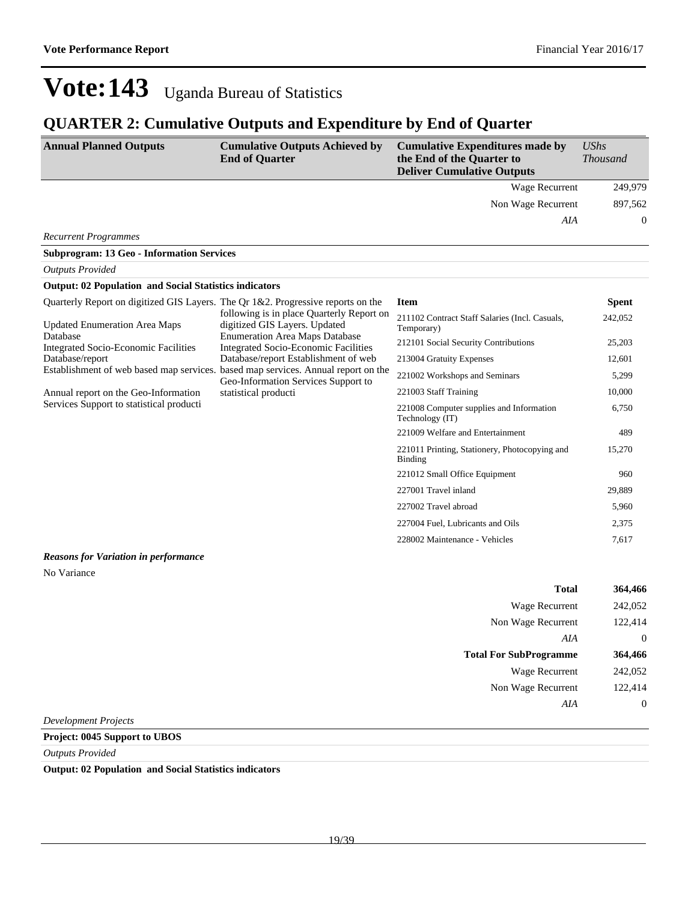# Vote:143 Uganda Bureau of Statistics

## QUARTER 2: Cumulative Outputs and Expenditure by End of Quarter

| Annual Planned Outputs | Cumulative Outputs Achieved by End of Quarter | Cumulative Expenditures made by the End of the Quarter to Deliver Cumulative Outputs | *UShs Thousand* |
|---|---|---|---|
| | | Wage Recurrent | 249,979 |
| | | Non Wage Recurrent | 897,562 |
| | | *AIA* | 0 |

*Recurrent Programmes*

**Subprogram: 13 Geo - Information Services**

*Outputs Provided*

**Output: 02 Population and Social Statistics indicators**

| Annual Planned Outputs | Cumulative Outputs Achieved by End of Quarter | Item | Spent |
|---|---|---|---|
| Quarterly Report on digitized GIS Layers. Updated Enumeration Area Maps Database Integrated Socio-Economic Facilities Database/report Establishment of web based map services. Annual report on the Geo-Information Services Support to statistical producti | The Qr 1&2. Progressive reports on the following is in place Quarterly Report on digitized GIS Layers. Updated Enumeration Area Maps Database Integrated Socio-Economic Facilities Database/report Establishment of web based map services. Annual report on the Geo-Information Services Support to statistical producti | 211102 Contract Staff Salaries (Incl. Casuals, Temporary) | 242,052 |
| | | 212101 Social Security Contributions | 25,203 |
| | | 213004 Gratuity Expenses | 12,601 |
| | | 221002 Workshops and Seminars | 5,299 |
| | | 221003 Staff Training | 10,000 |
| | | 221008 Computer supplies and Information Technology (IT) | 6,750 |
| | | 221009 Welfare and Entertainment | 489 |
| | | 221011 Printing, Stationery, Photocopying and Binding | 15,270 |
| | | 221012 Small Office Equipment | 960 |
| | | 227001 Travel inland | 29,889 |
| | | 227002 Travel abroad | 5,960 |
| | | 227004 Fuel, Lubricants and Oils | 2,375 |
| | | 228002 Maintenance - Vehicles | 7,617 |

***Reasons for Variation in performance***

No Variance

| | |
|---|---|
| **Total** | **364,466** |
| Wage Recurrent | 242,052 |
| Non Wage Recurrent | 122,414 |
| *AIA* | 0 |
| **Total For SubProgramme** | **364,466** |
| Wage Recurrent | 242,052 |
| Non Wage Recurrent | 122,414 |
| *AIA* | 0 |

*Development Projects*

**Project: 0045 Support to UBOS**

*Outputs Provided*

**Output: 02 Population and Social Statistics indicators**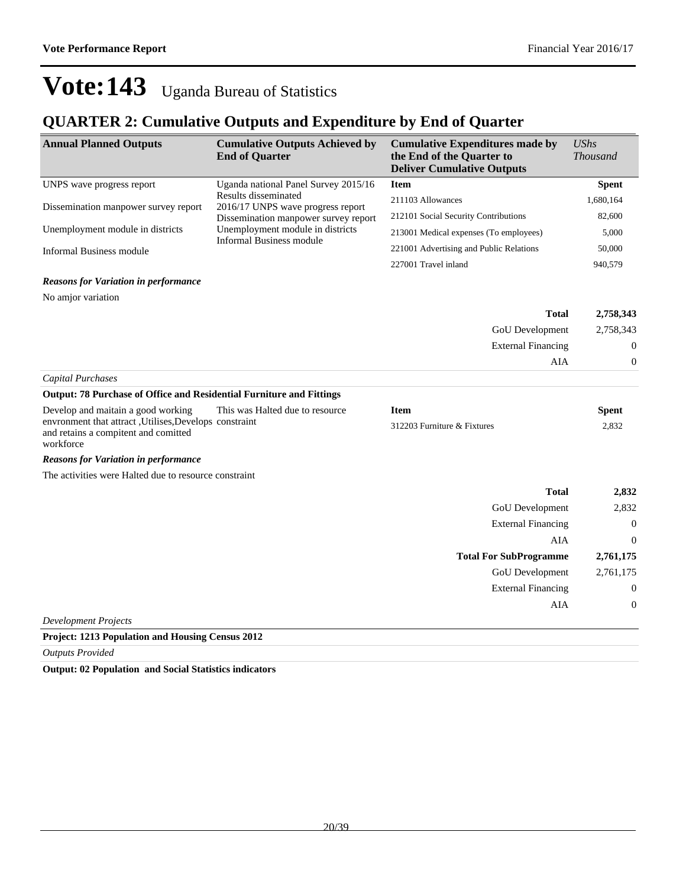# Vote:143 Uganda Bureau of Statistics

## QUARTER 2: Cumulative Outputs and Expenditure by End of Quarter

| Annual Planned Outputs | Cumulative Outputs Achieved by End of Quarter | Cumulative Expenditures made by the End of the Quarter to Deliver Cumulative Outputs | *UShs Thousand* |
|---|---|---|---|
| UNPS wave progress report<br><br>Dissemination manpower survey report<br><br>Unemployment module in districts<br><br>Informal Business module | Uganda national Panel Survey 2015/16 Results disseminated<br>2016/17 UNPS wave progress report<br>Dissemination manpower survey report<br>Unemployment module in districts<br>Informal Business module | **Item** | **Spent** |
| | | 211103 Allowances | 1,680,164 |
| | | 212101 Social Security Contributions | 82,600 |
| | | 213001 Medical expenses (To employees) | 5,000 |
| | | 221001 Advertising and Public Relations | 50,000 |
| | | 227001 Travel inland | 940,579 |

***Reasons for Variation in performance***

No amjor variation

| | |
|---|---|
| **Total** | **2,758,343** |
| GoU Development | 2,758,343 |
| External Financing | 0 |
| AIA | 0 |

*Capital Purchases*

**Output: 78 Purchase of Office and Residential Furniture and Fittings**

| Annual Planned Outputs | Cumulative Outputs Achieved by End of Quarter | Item | Spent |
|---|---|---|---|
| Develop and maitain a good working envronment that attract ,Utilises,Develops and retains a compitent and comitted workforce | This was Halted due to resource constraint | 312203 Furniture & Fixtures | 2,832 |

***Reasons for Variation in performance***

The activities were Halted due to resource constraint

| | |
|---|---|
| **Total** | **2,832** |
| GoU Development | 2,832 |
| External Financing | 0 |
| AIA | 0 |
| **Total For SubProgramme** | **2,761,175** |
| GoU Development | 2,761,175 |
| External Financing | 0 |
| AIA | 0 |

*Development Projects*

**Project: 1213 Population and Housing Census 2012**

*Outputs Provided*

**Output: 02 Population and Social Statistics indicators**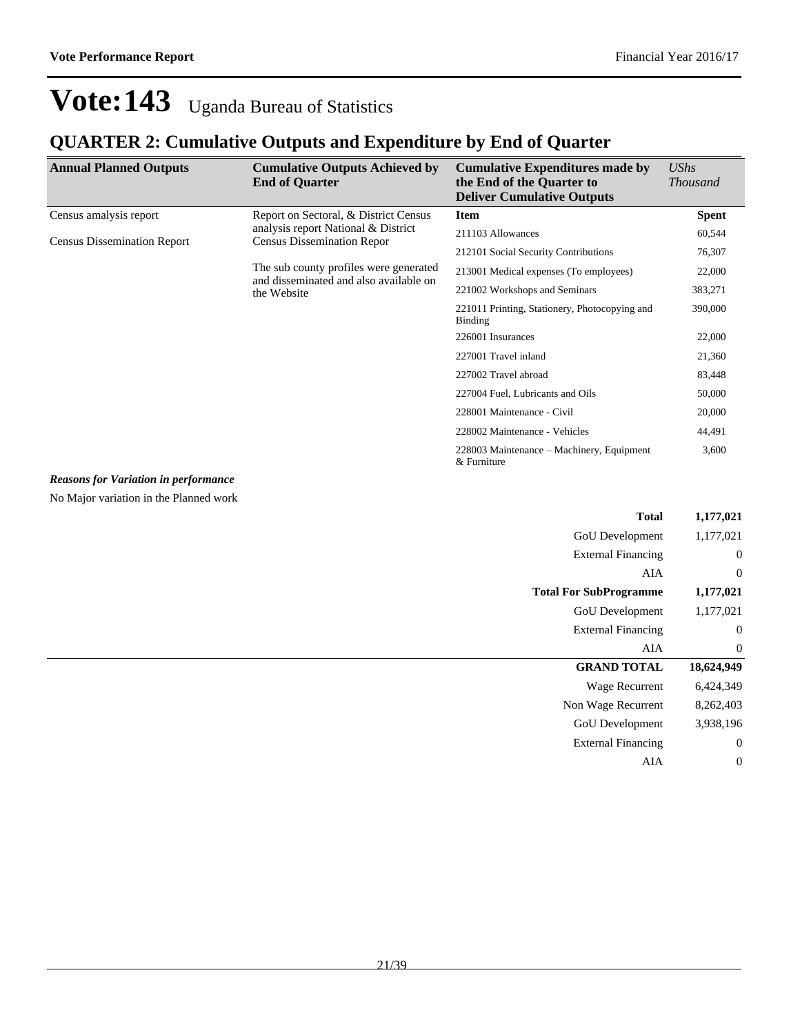# Vote:143 Uganda Bureau of Statistics

## QUARTER 2: Cumulative Outputs and Expenditure by End of Quarter

| Annual Planned Outputs | Cumulative Outputs Achieved by End of Quarter | Cumulative Expenditures made by the End of the Quarter to Deliver Cumulative Outputs | *UShs Thousand* |
|---|---|---|---|
| Census amalysis report<br><br>Census Dissemination Report | Report on Sectoral, & District Census analysis report National & District Census Dissemination Repor<br><br>The sub county profiles were generated and disseminated and also available on the Website | **Item** | **Spent** |
| | | 211103 Allowances | 60,544 |
| | | 212101 Social Security Contributions | 76,307 |
| | | 213001 Medical expenses (To employees) | 22,000 |
| | | 221002 Workshops and Seminars | 383,271 |
| | | 221011 Printing, Stationery, Photocopying and Binding | 390,000 |
| | | 226001 Insurances | 22,000 |
| | | 227001 Travel inland | 21,360 |
| | | 227002 Travel abroad | 83,448 |
| | | 227004 Fuel, Lubricants and Oils | 50,000 |
| | | 228001 Maintenance - Civil | 20,000 |
| | | 228002 Maintenance - Vehicles | 44,491 |
| | | 228003 Maintenance – Machinery, Equipment & Furniture | 3,600 |

***Reasons for Variation in performance***

No Major variation in the Planned work

| | |
|---|---|
| **Total** | **1,177,021** |
| GoU Development | 1,177,021 |
| External Financing | 0 |
| AIA | 0 |
| **Total For SubProgramme** | **1,177,021** |
| GoU Development | 1,177,021 |
| External Financing | 0 |
| AIA | 0 |
| **GRAND TOTAL** | **18,624,949** |
| Wage Recurrent | 6,424,349 |
| Non Wage Recurrent | 8,262,403 |
| GoU Development | 3,938,196 |
| External Financing | 0 |
| AIA | 0 |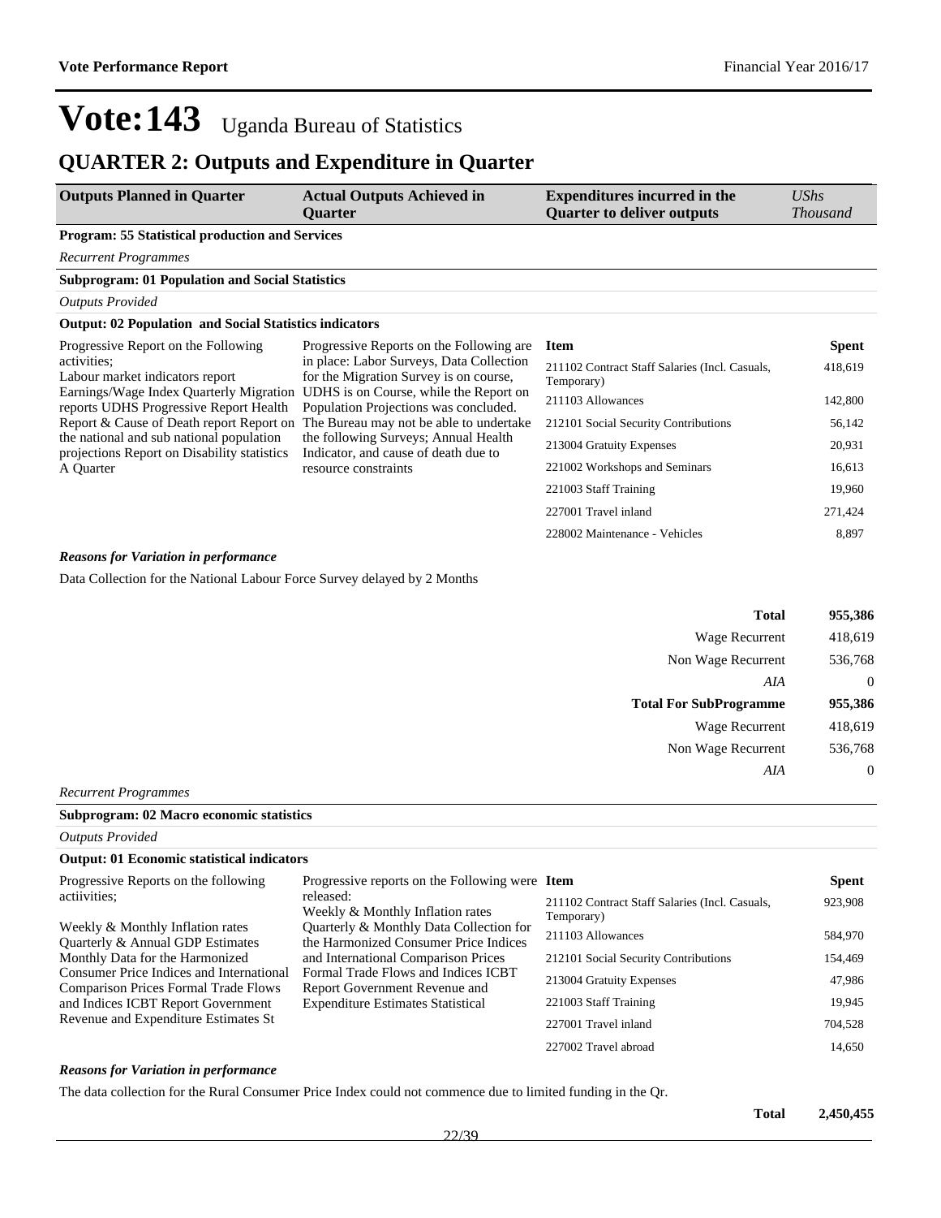# Vote:143 Uganda Bureau of Statistics

## QUARTER 2: Outputs and Expenditure in Quarter

| Outputs Planned in Quarter | Actual Outputs Achieved in Quarter | Expenditures incurred in the Quarter to deliver outputs | *UShs Thousand* |
|---|---|---|---|

**Program: 55 Statistical production and Services**

*Recurrent Programmes*

**Subprogram: 01 Population and Social Statistics**

*Outputs Provided*

**Output: 02 Population and Social Statistics indicators**

| Outputs Planned in Quarter | Actual Outputs Achieved in Quarter | Item | Spent |
|---|---|---|---|
| Progressive Report on the Following activities; Labour market indicators report Earnings/Wage Index Quarterly Migration reports UDHS Progressive Report Health Report & Cause of Death report Report on the national and sub national population projections Report on Disability statistics A Quarter | Progressive Reports on the Following are in place: Labor Surveys, Data Collection for the Migration Survey is on course, UDHS is on Course, while the Report on Population Projections was concluded. The Bureau may not be able to undertake the following Surveys; Annual Health Indicator, and cause of death due to resource constraints | 211102 Contract Staff Salaries (Incl. Casuals, Temporary) | 418,619 |
| | | 211103 Allowances | 142,800 |
| | | 212101 Social Security Contributions | 56,142 |
| | | 213004 Gratuity Expenses | 20,931 |
| | | 221002 Workshops and Seminars | 16,613 |
| | | 221003 Staff Training | 19,960 |
| | | 227001 Travel inland | 271,424 |
| | | 228002 Maintenance - Vehicles | 8,897 |

***Reasons for Variation in performance***

Data Collection for the National Labour Force Survey delayed by 2 Months

| | |
|---|---|
| **Total** | **955,386** |
| Wage Recurrent | 418,619 |
| Non Wage Recurrent | 536,768 |
| *AIA* | 0 |
| **Total For SubProgramme** | **955,386** |
| Wage Recurrent | 418,619 |
| Non Wage Recurrent | 536,768 |
| *AIA* | 0 |

*Recurrent Programmes*

**Subprogram: 02 Macro economic statistics**

*Outputs Provided*

**Output: 01 Economic statistical indicators**

| Outputs Planned in Quarter | Actual Outputs Achieved in Quarter | Item | Spent |
|---|---|---|---|
| Progressive Reports on the following actiivities; Weekly & Monthly Inflation rates Quarterly & Annual GDP Estimates Monthly Data for the Harmonized Consumer Price Indices and International Comparison Prices Formal Trade Flows and Indices ICBT Report Government Revenue and Expenditure Estimates St | Progressive reports on the Following were released: Weekly & Monthly Inflation rates Quarterly & Monthly Data Collection for the Harmonized Consumer Price Indices and International Comparison Prices Formal Trade Flows and Indices ICBT Report Government Revenue and Expenditure Estimates Statistical | 211102 Contract Staff Salaries (Incl. Casuals, Temporary) | 923,908 |
| | | 211103 Allowances | 584,970 |
| | | 212101 Social Security Contributions | 154,469 |
| | | 213004 Gratuity Expenses | 47,986 |
| | | 221003 Staff Training | 19,945 |
| | | 227001 Travel inland | 704,528 |
| | | 227002 Travel abroad | 14,650 |

***Reasons for Variation in performance***

The data collection for the Rural Consumer Price Index could not commence due to limited funding in the Qr.

| | |
|---|---|
| **Total** | **2,450,455** |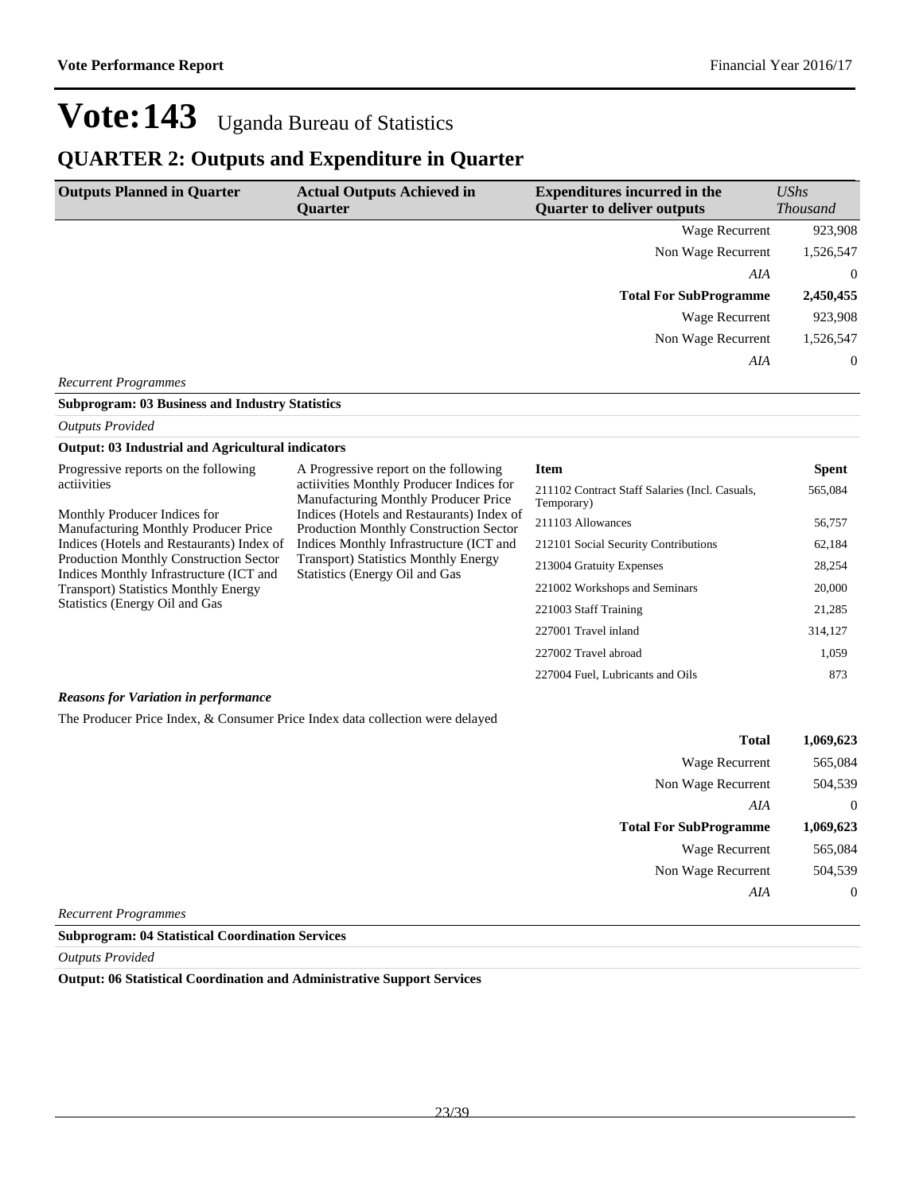# Vote:143 Uganda Bureau of Statistics

## QUARTER 2: Outputs and Expenditure in Quarter

| Outputs Planned in Quarter | Actual Outputs Achieved in Quarter | Expenditures incurred in the Quarter to deliver outputs | *UShs Thousand* |
|---|---|---|---|
| | | Wage Recurrent | 923,908 |
| | | Non Wage Recurrent | 1,526,547 |
| | | *AIA* | 0 |
| | | **Total For SubProgramme** | **2,450,455** |
| | | Wage Recurrent | 923,908 |
| | | Non Wage Recurrent | 1,526,547 |
| | | *AIA* | 0 |

*Recurrent Programmes*

**Subprogram: 03 Business and Industry Statistics**

*Outputs Provided*

**Output: 03 Industrial and Agricultural indicators**

| Outputs Planned in Quarter | Actual Outputs Achieved in Quarter | Item | Spent |
|---|---|---|---|
| Progressive reports on the following actiivities<br><br>Monthly Producer Indices for Manufacturing Monthly Producer Price Indices (Hotels and Restaurants) Index of Production Monthly Construction Sector Indices Monthly Infrastructure (ICT and Transport) Statistics Monthly Energy Statistics (Energy Oil and Gas | A Progressive report on the following actiivities Monthly Producer Indices for Manufacturing Monthly Producer Price Indices (Hotels and Restaurants) Index of Production Monthly Construction Sector Indices Monthly Infrastructure (ICT and Transport) Statistics Monthly Energy Statistics (Energy Oil and Gas | 211102 Contract Staff Salaries (Incl. Casuals, Temporary) | 565,084 |
| | | 211103 Allowances | 56,757 |
| | | 212101 Social Security Contributions | 62,184 |
| | | 213004 Gratuity Expenses | 28,254 |
| | | 221002 Workshops and Seminars | 20,000 |
| | | 221003 Staff Training | 21,285 |
| | | 227001 Travel inland | 314,127 |
| | | 227002 Travel abroad | 1,059 |
| | | 227004 Fuel, Lubricants and Oils | 873 |

***Reasons for Variation in performance***

The Producer Price Index, & Consumer Price Index data collection were delayed

| | |
|---|---|
| **Total** | **1,069,623** |
| Wage Recurrent | 565,084 |
| Non Wage Recurrent | 504,539 |
| *AIA* | 0 |
| **Total For SubProgramme** | **1,069,623** |
| Wage Recurrent | 565,084 |
| Non Wage Recurrent | 504,539 |
| *AIA* | 0 |

*Recurrent Programmes*

**Subprogram: 04 Statistical Coordination Services**

*Outputs Provided*

**Output: 06 Statistical Coordination and Administrative Support Services**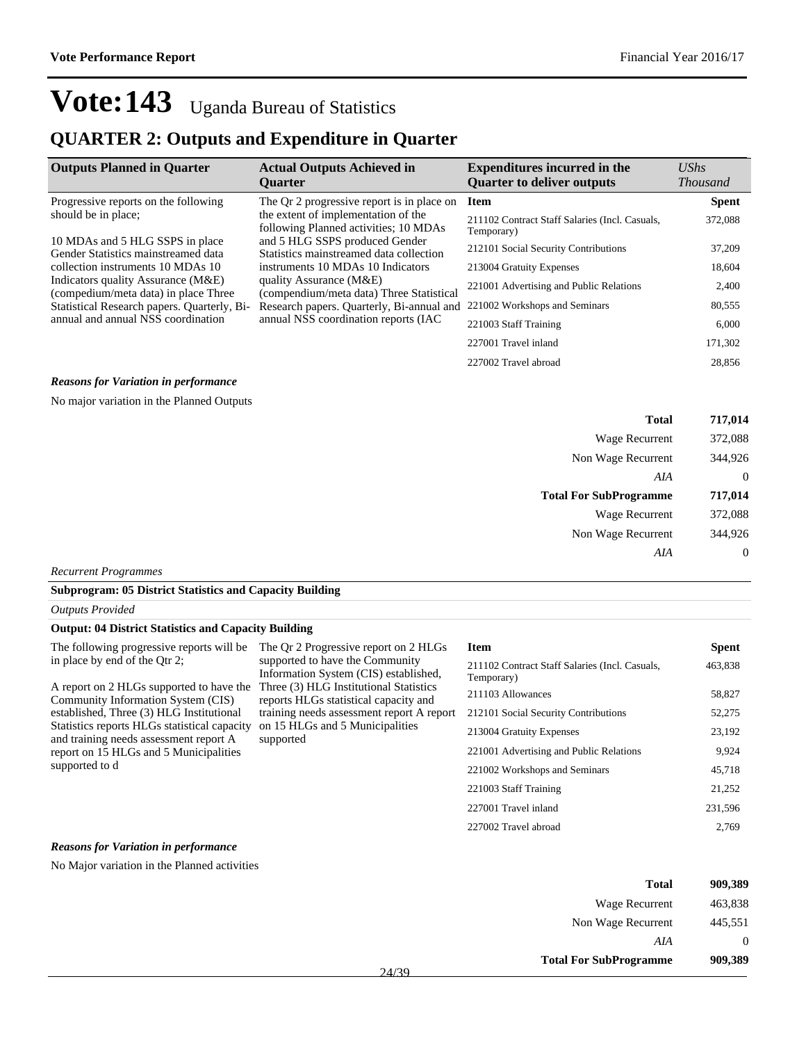# Vote:143 Uganda Bureau of Statistics

## QUARTER 2: Outputs and Expenditure in Quarter

| Outputs Planned in Quarter | Actual Outputs Achieved in Quarter | Expenditures incurred in the Quarter to deliver outputs | UShs Thousand |
|---|---|---|---|
| Progressive reports on the following should be in place;<br><br>10 MDAs and 5 HLG SSPS in place Gender Statistics mainstreamed data collection instruments 10 MDAs 10 Indicators quality Assurance (M&E) (compedium/meta data) in place Three Statistical Research papers. Quarterly, Bi-annual and annual NSS coordination | The Qr 2 progressive report is in place on the extent of implementation of the following Planned activities; 10 MDAs and 5 HLG SSPS produced Gender Statistics mainstreamed data collection instruments 10 MDAs 10 Indicators quality Assurance (M&E) (compendium/meta data) Three Statistical Research papers. Quarterly, Bi-annual and annual NSS coordination reports (IAC | **Item** | **Spent** |
| | | 211102 Contract Staff Salaries (Incl. Casuals, Temporary) | 372,088 |
| | | 212101 Social Security Contributions | 37,209 |
| | | 213004 Gratuity Expenses | 18,604 |
| | | 221001 Advertising and Public Relations | 2,400 |
| | | 221002 Workshops and Seminars | 80,555 |
| | | 221003 Staff Training | 6,000 |
| | | 227001 Travel inland | 171,302 |
| | | 227002 Travel abroad | 28,856 |

***Reasons for Variation in performance***

No major variation in the Planned Outputs

| | |
|---|---|
| **Total** | **717,014** |
| Wage Recurrent | 372,088 |
| Non Wage Recurrent | 344,926 |
| *AIA* | 0 |
| **Total For SubProgramme** | **717,014** |
| Wage Recurrent | 372,088 |
| Non Wage Recurrent | 344,926 |
| *AIA* | 0 |

*Recurrent Programmes*

**Subprogram: 05 District Statistics and Capacity Building**

*Outputs Provided*

**Output: 04 District Statistics and Capacity Building**

| Outputs Planned in Quarter | Actual Outputs Achieved in Quarter | Expenditures incurred in the Quarter to deliver outputs | UShs Thousand |
|---|---|---|---|
| The following progressive reports will be in place by end of the Qtr 2;<br><br>A report on 2 HLGs supported to have the Community Information System (CIS) established, Three (3) HLG Institutional Statistics reports HLGs statistical capacity and training needs assessment report A report on 15 HLGs and 5 Municipalities supported to d | The Qr 2 Progressive report on 2 HLGs supported to have the Community Information System (CIS) established, Three (3) HLG Institutional Statistics reports HLGs statistical capacity and training needs assessment report A report on 15 HLGs and 5 Municipalities supported | **Item** | **Spent** |
| | | 211102 Contract Staff Salaries (Incl. Casuals, Temporary) | 463,838 |
| | | 211103 Allowances | 58,827 |
| | | 212101 Social Security Contributions | 52,275 |
| | | 213004 Gratuity Expenses | 23,192 |
| | | 221001 Advertising and Public Relations | 9,924 |
| | | 221002 Workshops and Seminars | 45,718 |
| | | 221003 Staff Training | 21,252 |
| | | 227001 Travel inland | 231,596 |
| | | 227002 Travel abroad | 2,769 |

***Reasons for Variation in performance***

No Major variation in the Planned activities

| | |
|---|---|
| **Total** | **909,389** |
| Wage Recurrent | 463,838 |
| Non Wage Recurrent | 445,551 |
| *AIA* | 0 |
| **Total For SubProgramme** | **909,389** |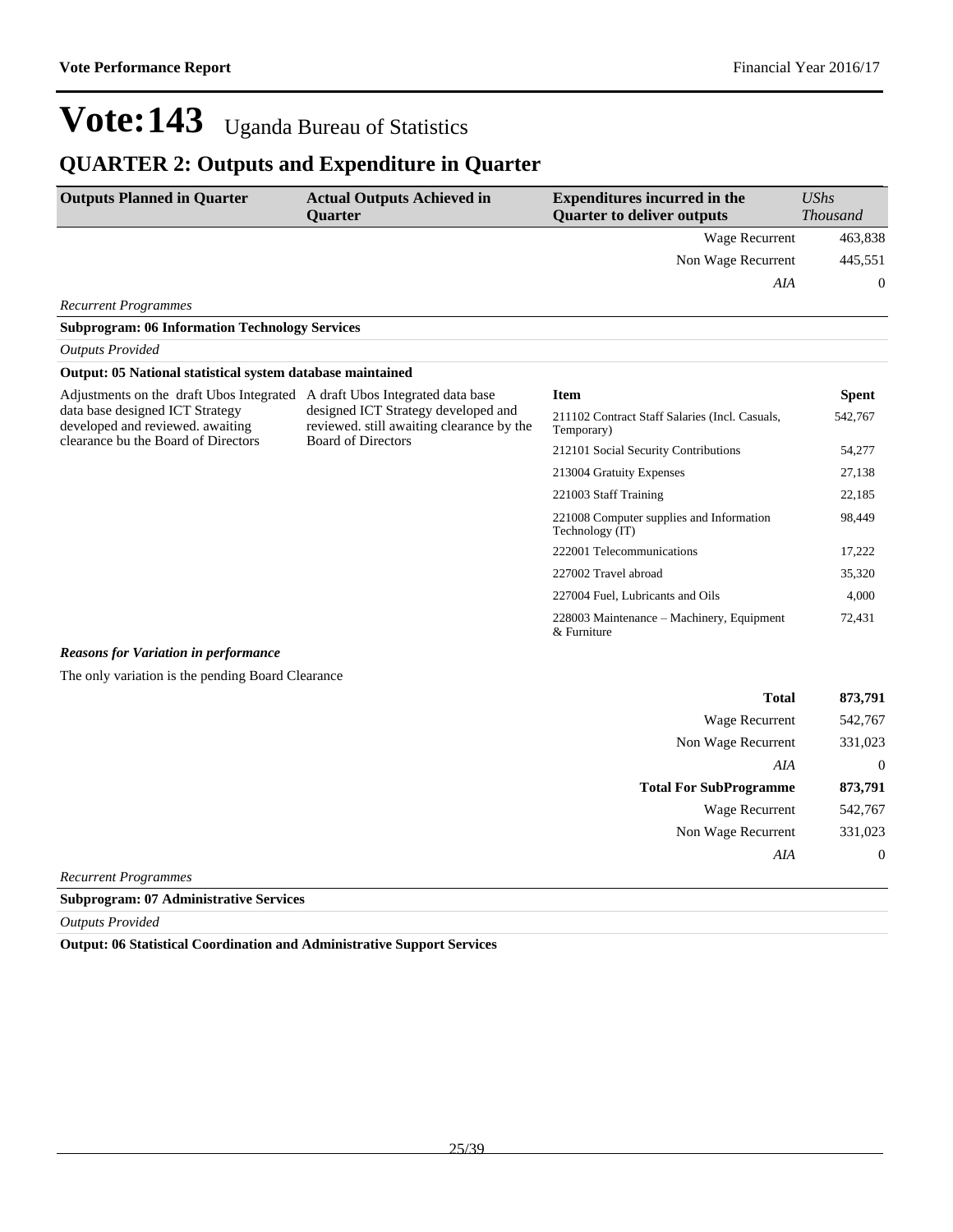# Vote:143 Uganda Bureau of Statistics

## QUARTER 2: Outputs and Expenditure in Quarter

| Outputs Planned in Quarter | Actual Outputs Achieved in Quarter | Expenditures incurred in the Quarter to deliver outputs | *UShs Thousand* |
|---|---|---|---|
| | | Wage Recurrent | 463,838 |
| | | Non Wage Recurrent | 445,551 |
| | | *AIA* | 0 |

*Recurrent Programmes*

**Subprogram: 06 Information Technology Services**

*Outputs Provided*

**Output: 05 National statistical system database maintained**

| Outputs Planned in Quarter | Actual Outputs Achieved in Quarter | Item | Spent |
|---|---|---|---|
| Adjustments on the draft Ubos Integrated data base designed ICT Strategy developed and reviewed. awaiting clearance bu the Board of Directors | A draft Ubos Integrated data base designed ICT Strategy developed and reviewed. still awaiting clearance by the Board of Directors | 211102 Contract Staff Salaries (Incl. Casuals, Temporary) | 542,767 |
| | | 212101 Social Security Contributions | 54,277 |
| | | 213004 Gratuity Expenses | 27,138 |
| | | 221003 Staff Training | 22,185 |
| | | 221008 Computer supplies and Information Technology (IT) | 98,449 |
| | | 222001 Telecommunications | 17,222 |
| | | 227002 Travel abroad | 35,320 |
| | | 227004 Fuel, Lubricants and Oils | 4,000 |
| | | 228003 Maintenance – Machinery, Equipment & Furniture | 72,431 |

***Reasons for Variation in performance***

The only variation is the pending Board Clearance

| | |
|---|---|
| **Total** | **873,791** |
| Wage Recurrent | 542,767 |
| Non Wage Recurrent | 331,023 |
| *AIA* | 0 |
| **Total For SubProgramme** | **873,791** |
| Wage Recurrent | 542,767 |
| Non Wage Recurrent | 331,023 |
| *AIA* | 0 |

*Recurrent Programmes*

**Subprogram: 07 Administrative Services**

*Outputs Provided*

**Output: 06 Statistical Coordination and Administrative Support Services**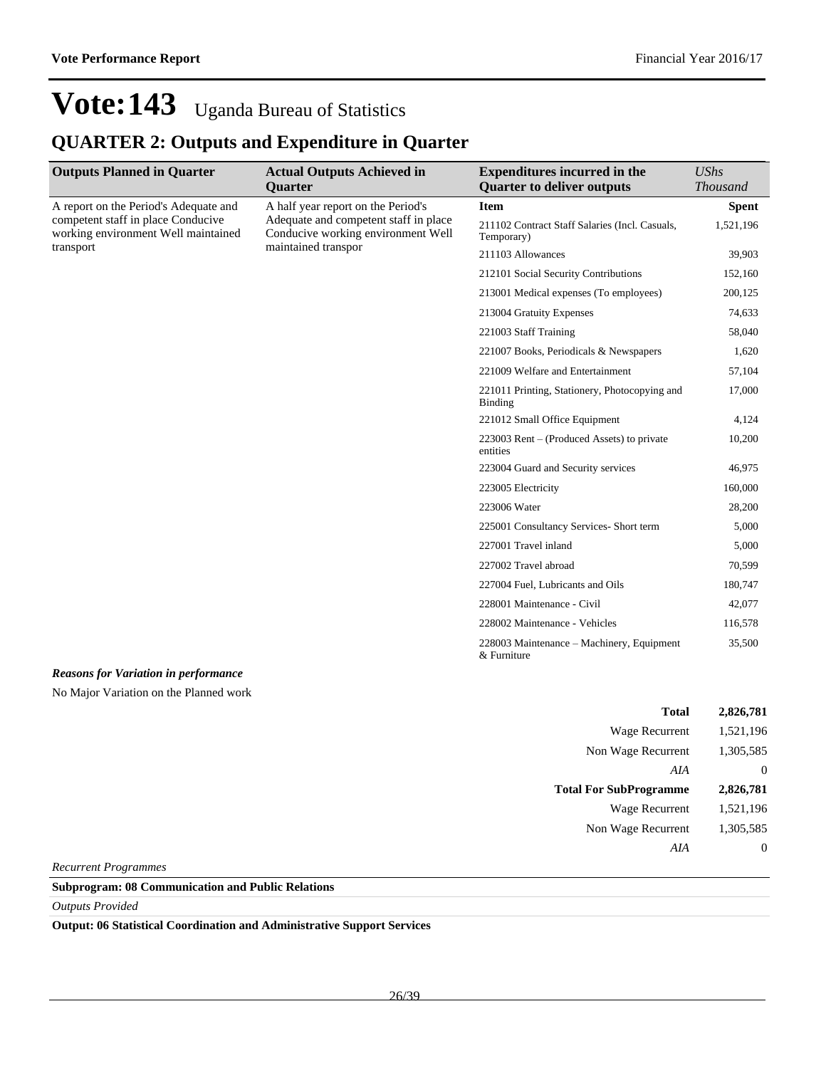# Vote:143 Uganda Bureau of Statistics

## QUARTER 2: Outputs and Expenditure in Quarter

| Outputs Planned in Quarter | Actual Outputs Achieved in Quarter | Expenditures incurred in the Quarter to deliver outputs | *UShs Thousand* |
|---|---|---|---|
| A report on the Period's Adequate and competent staff in place Conducive working environment Well maintained transport | A half year report on the Period's Adequate and competent staff in place Conducive working environment Well maintained transpor | **Item** | **Spent** |
| | | 211102 Contract Staff Salaries (Incl. Casuals, Temporary) | 1,521,196 |
| | | 211103 Allowances | 39,903 |
| | | 212101 Social Security Contributions | 152,160 |
| | | 213001 Medical expenses (To employees) | 200,125 |
| | | 213004 Gratuity Expenses | 74,633 |
| | | 221003 Staff Training | 58,040 |
| | | 221007 Books, Periodicals & Newspapers | 1,620 |
| | | 221009 Welfare and Entertainment | 57,104 |
| | | 221011 Printing, Stationery, Photocopying and Binding | 17,000 |
| | | 221012 Small Office Equipment | 4,124 |
| | | 223003 Rent – (Produced Assets) to private entities | 10,200 |
| | | 223004 Guard and Security services | 46,975 |
| | | 223005 Electricity | 160,000 |
| | | 223006 Water | 28,200 |
| | | 225001 Consultancy Services- Short term | 5,000 |
| | | 227001 Travel inland | 5,000 |
| | | 227002 Travel abroad | 70,599 |
| | | 227004 Fuel, Lubricants and Oils | 180,747 |
| | | 228001 Maintenance - Civil | 42,077 |
| | | 228002 Maintenance - Vehicles | 116,578 |
| | | 228003 Maintenance – Machinery, Equipment & Furniture | 35,500 |

***Reasons for Variation in performance***

No Major Variation on the Planned work

| | |
|---|---|
| **Total** | **2,826,781** |
| Wage Recurrent | 1,521,196 |
| Non Wage Recurrent | 1,305,585 |
| *AIA* | 0 |
| **Total For SubProgramme** | **2,826,781** |
| Wage Recurrent | 1,521,196 |
| Non Wage Recurrent | 1,305,585 |
| *AIA* | 0 |

*Recurrent Programmes*

**Subprogram: 08 Communication and Public Relations**

*Outputs Provided*

**Output: 06 Statistical Coordination and Administrative Support Services**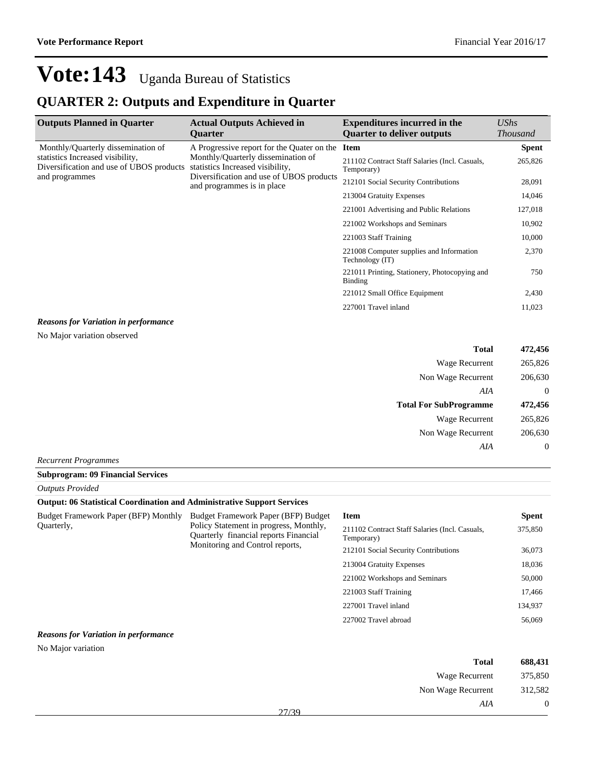# Vote:143 Uganda Bureau of Statistics

## QUARTER 2: Outputs and Expenditure in Quarter

| Outputs Planned in Quarter | Actual Outputs Achieved in Quarter | Expenditures incurred in the Quarter to deliver outputs | *UShs Thousand* |
|---|---|---|---|
| Monthly/Quarterly dissemination of statistics Increased visibility, Diversification and use of UBOS products and programmes | A Progressive report for the Quater on the Monthly/Quarterly dissemination of statistics Increased visibility, Diversification and use of UBOS products and programmes is in place | **Item** | **Spent** |
| | | 211102 Contract Staff Salaries (Incl. Casuals, Temporary) | 265,826 |
| | | 212101 Social Security Contributions | 28,091 |
| | | 213004 Gratuity Expenses | 14,046 |
| | | 221001 Advertising and Public Relations | 127,018 |
| | | 221002 Workshops and Seminars | 10,902 |
| | | 221003 Staff Training | 10,000 |
| | | 221008 Computer supplies and Information Technology (IT) | 2,370 |
| | | 221011 Printing, Stationery, Photocopying and Binding | 750 |
| | | 221012 Small Office Equipment | 2,430 |
| | | 227001 Travel inland | 11,023 |

***Reasons for Variation in performance***

No Major variation observed

| | |
|---|---|
| **Total** | **472,456** |
| Wage Recurrent | 265,826 |
| Non Wage Recurrent | 206,630 |
| *AIA* | 0 |
| **Total For SubProgramme** | **472,456** |
| Wage Recurrent | 265,826 |
| Non Wage Recurrent | 206,630 |
| *AIA* | 0 |

*Recurrent Programmes*

**Subprogram: 09 Financial Services**

*Outputs Provided*

**Output: 06 Statistical Coordination and Administrative Support Services**

| | | **Item** | **Spent** |
|---|---|---|---|
| Budget Framework Paper (BFP) Monthly Quarterly, | Budget Framework Paper (BFP) Budget Policy Statement in progress, Monthly, Quarterly financial reports Financial Monitoring and Control reports, | 211102 Contract Staff Salaries (Incl. Casuals, Temporary) | 375,850 |
| | | 212101 Social Security Contributions | 36,073 |
| | | 213004 Gratuity Expenses | 18,036 |
| | | 221002 Workshops and Seminars | 50,000 |
| | | 221003 Staff Training | 17,466 |
| | | 227001 Travel inland | 134,937 |
| | | 227002 Travel abroad | 56,069 |

***Reasons for Variation in performance***

No Major variation

| | |
|---|---|
| **Total** | **688,431** |
| Wage Recurrent | 375,850 |
| Non Wage Recurrent | 312,582 |
| *AIA* | 0 |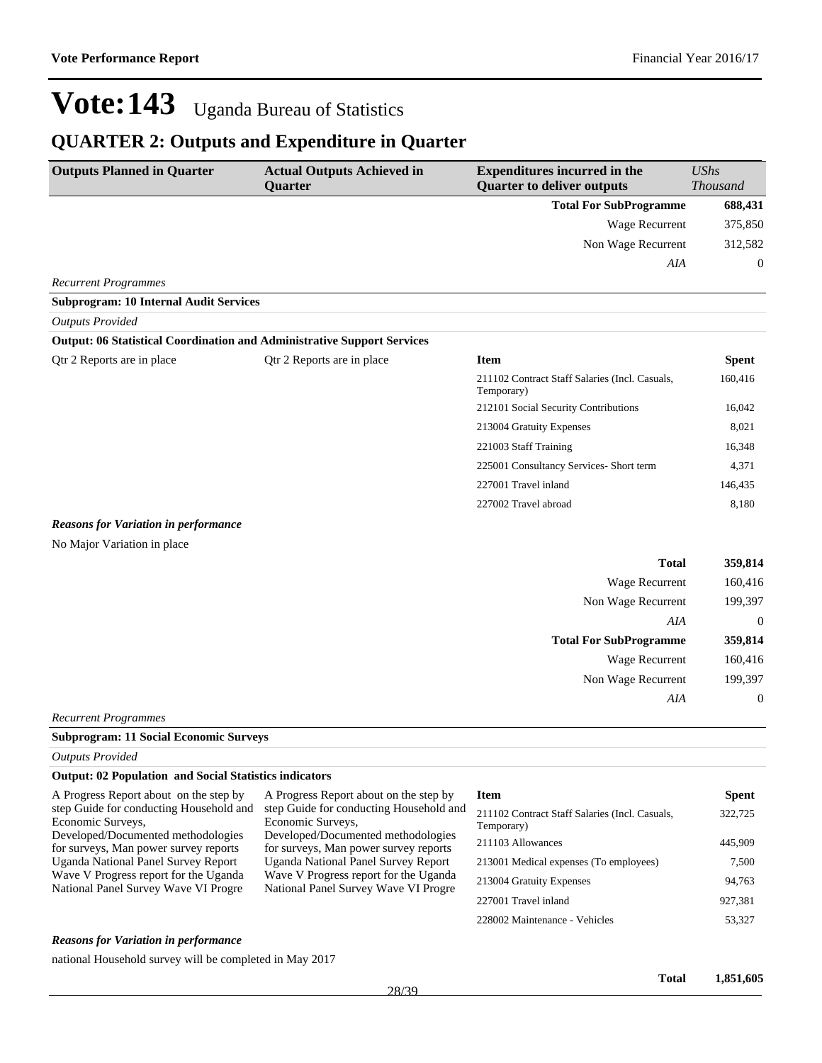# Vote:143 Uganda Bureau of Statistics

## QUARTER 2: Outputs and Expenditure in Quarter

| Outputs Planned in Quarter | Actual Outputs Achieved in Quarter | Expenditures incurred in the Quarter to deliver outputs | *UShs Thousand* |
|---|---|---|---|
| | | **Total For SubProgramme** | **688,431** |
| | | Wage Recurrent | 375,850 |
| | | Non Wage Recurrent | 312,582 |
| | | *AIA* | 0 |

*Recurrent Programmes*

**Subprogram: 10 Internal Audit Services**

*Outputs Provided*

**Output: 06 Statistical Coordination and Administrative Support Services**

| Outputs Planned in Quarter | Actual Outputs Achieved in Quarter | Item | Spent |
|---|---|---|---|
| Qtr 2 Reports are in place | Qtr 2 Reports are in place | 211102 Contract Staff Salaries (Incl. Casuals, Temporary) | 160,416 |
| | | 212101 Social Security Contributions | 16,042 |
| | | 213004 Gratuity Expenses | 8,021 |
| | | 221003 Staff Training | 16,348 |
| | | 225001 Consultancy Services- Short term | 4,371 |
| | | 227001 Travel inland | 146,435 |
| | | 227002 Travel abroad | 8,180 |

***Reasons for Variation in performance***

No Major Variation in place

| | |
|---|---|
| **Total** | **359,814** |
| Wage Recurrent | 160,416 |
| Non Wage Recurrent | 199,397 |
| *AIA* | 0 |
| **Total For SubProgramme** | **359,814** |
| Wage Recurrent | 160,416 |
| Non Wage Recurrent | 199,397 |
| *AIA* | 0 |

*Recurrent Programmes*

**Subprogram: 11 Social Economic Surveys**

*Outputs Provided*

**Output: 02 Population and Social Statistics indicators**

| Outputs Planned in Quarter | Actual Outputs Achieved in Quarter | Item | Spent |
|---|---|---|---|
| A Progress Report about on the step by step Guide for conducting Household and Economic Surveys, Developed/Documented methodologies for surveys, Man power survey reports Uganda National Panel Survey Report Wave V Progress report for the Uganda National Panel Survey Wave VI Progre | A Progress Report about on the step by step Guide for conducting Household and Economic Surveys, Developed/Documented methodologies for surveys, Man power survey reports Uganda National Panel Survey Report Wave V Progress report for the Uganda National Panel Survey Wave VI Progre | 211102 Contract Staff Salaries (Incl. Casuals, Temporary) | 322,725 |
| | | 211103 Allowances | 445,909 |
| | | 213001 Medical expenses (To employees) | 7,500 |
| | | 213004 Gratuity Expenses | 94,763 |
| | | 227001 Travel inland | 927,381 |
| | | 228002 Maintenance - Vehicles | 53,327 |

***Reasons for Variation in performance***

national Household survey will be completed in May 2017

| | |
|---|---|
| **Total** | **1,851,605** |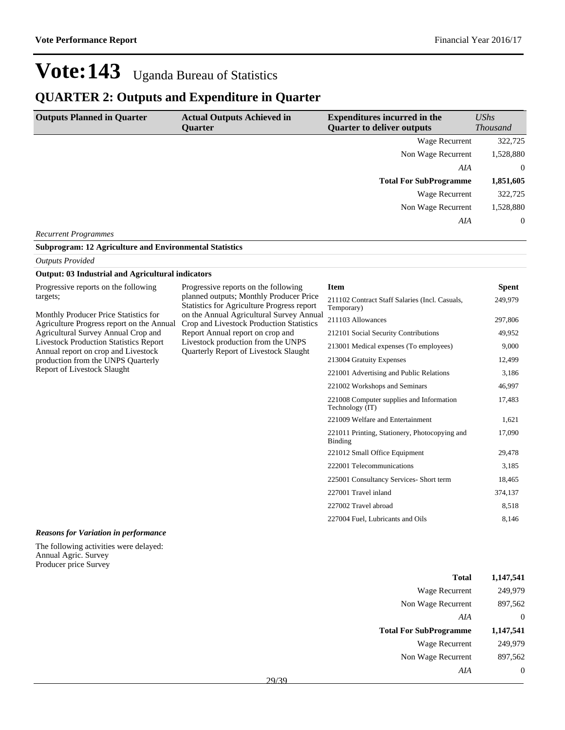# Vote:143 Uganda Bureau of Statistics

## QUARTER 2: Outputs and Expenditure in Quarter

| Outputs Planned in Quarter | Actual Outputs Achieved in Quarter | Expenditures incurred in the Quarter to deliver outputs | *UShs Thousand* |
|---|---|---|---|
| | | Wage Recurrent | 322,725 |
| | | Non Wage Recurrent | 1,528,880 |
| | | *AIA* | 0 |
| | | **Total For SubProgramme** | **1,851,605** |
| | | Wage Recurrent | 322,725 |
| | | Non Wage Recurrent | 1,528,880 |
| | | *AIA* | 0 |

*Recurrent Programmes*

**Subprogram: 12 Agriculture and Environmental Statistics**

*Outputs Provided*

**Output: 03 Industrial and Agricultural indicators**

| Outputs Planned in Quarter | Actual Outputs Achieved in Quarter | Item | Spent |
|---|---|---|---|
| Progressive reports on the following targets;<br><br>Monthly Producer Price Statistics for Agriculture Progress report on the Annual Agricultural Survey Annual Crop and Livestock Production Statistics Report Annual report on crop and Livestock production from the UNPS Quarterly Report of Livestock Slaught | Progressive reports on the following planned outputs; Monthly Producer Price Statistics for Agriculture Progress report on the Annual Agricultural Survey Annual Crop and Livestock Production Statistics Report Annual report on crop and Livestock production from the UNPS Quarterly Report of Livestock Slaught | 211102 Contract Staff Salaries (Incl. Casuals, Temporary) | 249,979 |
| | | 211103 Allowances | 297,806 |
| | | 212101 Social Security Contributions | 49,952 |
| | | 213001 Medical expenses (To employees) | 9,000 |
| | | 213004 Gratuity Expenses | 12,499 |
| | | 221001 Advertising and Public Relations | 3,186 |
| | | 221002 Workshops and Seminars | 46,997 |
| | | 221008 Computer supplies and Information Technology (IT) | 17,483 |
| | | 221009 Welfare and Entertainment | 1,621 |
| | | 221011 Printing, Stationery, Photocopying and Binding | 17,090 |
| | | 221012 Small Office Equipment | 29,478 |
| | | 222001 Telecommunications | 3,185 |
| | | 225001 Consultancy Services- Short term | 18,465 |
| | | 227001 Travel inland | 374,137 |
| | | 227002 Travel abroad | 8,518 |
| | | 227004 Fuel, Lubricants and Oils | 8,146 |

***Reasons for Variation in performance***

The following activities were delayed:
Annual Agric. Survey
Producer price Survey

| | |
|---|---|
| **Total** | **1,147,541** |
| Wage Recurrent | 249,979 |
| Non Wage Recurrent | 897,562 |
| *AIA* | 0 |
| **Total For SubProgramme** | **1,147,541** |
| Wage Recurrent | 249,979 |
| Non Wage Recurrent | 897,562 |
| *AIA* | 0 |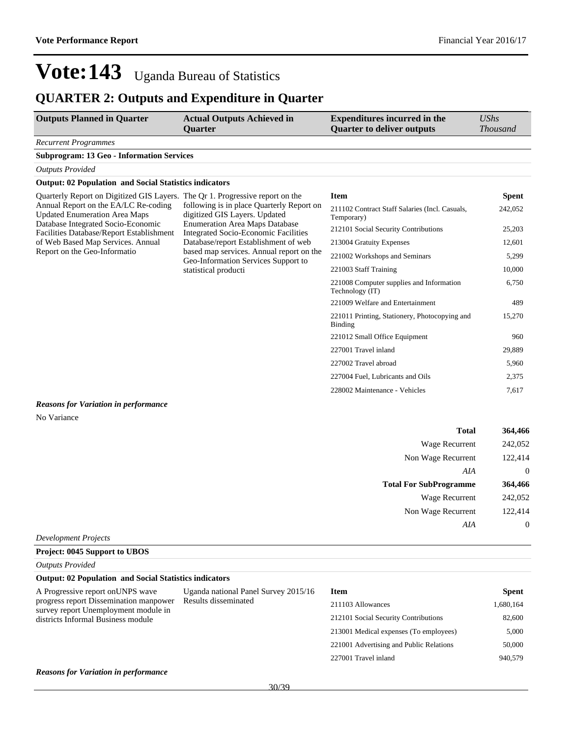# Vote:143 Uganda Bureau of Statistics

## QUARTER 2: Outputs and Expenditure in Quarter

| Outputs Planned in Quarter | Actual Outputs Achieved in Quarter | Expenditures incurred in the Quarter to deliver outputs | *UShs Thousand* |
|---|---|---|---|

*Recurrent Programmes*

**Subprogram: 13 Geo - Information Services**

*Outputs Provided*

**Output: 02 Population and Social Statistics indicators**

| Outputs Planned in Quarter | Actual Outputs Achieved in Quarter | Item | Spent |
|---|---|---|---|
| Quarterly Report on Digitized GIS Layers. Annual Report on the EA/LC Re-coding Updated Enumeration Area Maps Database Integrated Socio-Economic Facilities Database/Report Establishment of Web Based Map Services. Annual Report on the Geo-Informatio | The Qr 1. Progressive report on the following is in place Quarterly Report on digitized GIS Layers. Updated Enumeration Area Maps Database Integrated Socio-Economic Facilities Database/report Establishment of web based map services. Annual report on the Geo-Information Services Support to statistical producti | 211102 Contract Staff Salaries (Incl. Casuals, Temporary) | 242,052 |
| | | 212101 Social Security Contributions | 25,203 |
| | | 213004 Gratuity Expenses | 12,601 |
| | | 221002 Workshops and Seminars | 5,299 |
| | | 221003 Staff Training | 10,000 |
| | | 221008 Computer supplies and Information Technology (IT) | 6,750 |
| | | 221009 Welfare and Entertainment | 489 |
| | | 221011 Printing, Stationery, Photocopying and Binding | 15,270 |
| | | 221012 Small Office Equipment | 960 |
| | | 227001 Travel inland | 29,889 |
| | | 227002 Travel abroad | 5,960 |
| | | 227004 Fuel, Lubricants and Oils | 2,375 |
| | | 228002 Maintenance - Vehicles | 7,617 |

***Reasons for Variation in performance***

No Variance

| | |
|---|---|
| **Total** | **364,466** |
| Wage Recurrent | 242,052 |
| Non Wage Recurrent | 122,414 |
| *AIA* | 0 |
| **Total For SubProgramme** | **364,466** |
| Wage Recurrent | 242,052 |
| Non Wage Recurrent | 122,414 |
| *AIA* | 0 |

*Development Projects*

**Project: 0045 Support to UBOS**

*Outputs Provided*

**Output: 02 Population and Social Statistics indicators**

| Outputs Planned in Quarter | Actual Outputs Achieved in Quarter | Item | Spent |
|---|---|---|---|
| A Progressive report onUNPS wave progress report Dissemination manpower survey report Unemployment module in districts Informal Business module | Uganda national Panel Survey 2015/16 Results disseminated | 211103 Allowances | 1,680,164 |
| | | 212101 Social Security Contributions | 82,600 |
| | | 213001 Medical expenses (To employees) | 5,000 |
| | | 221001 Advertising and Public Relations | 50,000 |
| | | 227001 Travel inland | 940,579 |

***Reasons for Variation in performance***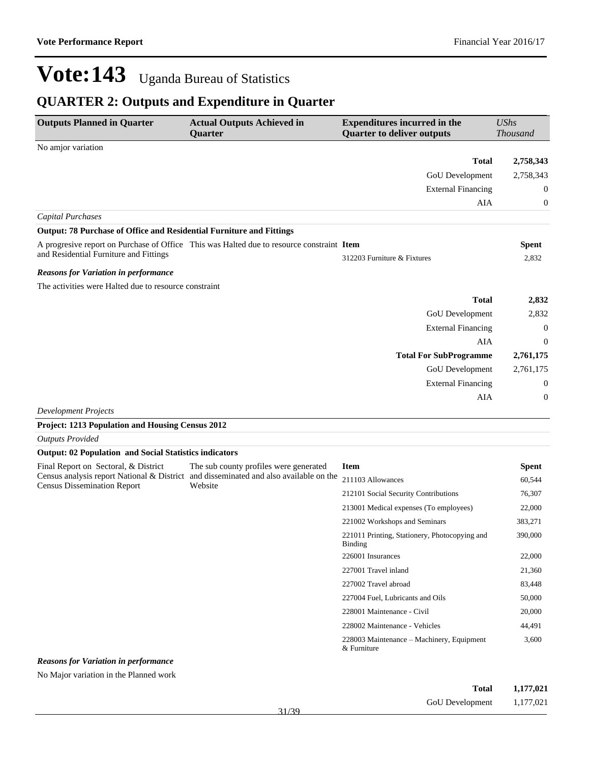# Vote:143 Uganda Bureau of Statistics

## QUARTER 2: Outputs and Expenditure in Quarter

| Outputs Planned in Quarter | Actual Outputs Achieved in Quarter | Expenditures incurred in the Quarter to deliver outputs | *UShs Thousand* |
|---|---|---|---|
| No amjor variation | | | |
| | | **Total** | **2,758,343** |
| | | GoU Development | 2,758,343 |
| | | External Financing | 0 |
| | | AIA | 0 |
| *Capital Purchases* | | | |
| **Output: 78 Purchase of Office and Residential Furniture and Fittings** | | | |
| A progresive report on Purchase of Office and Residential Furniture and Fittings | This was Halted due to resource constraint | **Item** | **Spent** |
| | | 312203 Furniture & Fixtures | 2,832 |
| ***Reasons for Variation in performance*** | | | |
| The activities were Halted due to resource constraint | | | |
| | | **Total** | **2,832** |
| | | GoU Development | 2,832 |
| | | External Financing | 0 |
| | | AIA | 0 |
| | | **Total For SubProgramme** | **2,761,175** |
| | | GoU Development | 2,761,175 |
| | | External Financing | 0 |
| | | AIA | 0 |
| *Development Projects* | | | |
| **Project: 1213 Population and Housing Census 2012** | | | |
| *Outputs Provided* | | | |
| **Output: 02 Population and Social Statistics indicators** | | | |
| Final Report on Sectoral, & District Census analysis report National & District Census Dissemination Report | The sub county profiles were generated and disseminated and also available on the Website | **Item** | **Spent** |
| | | 211103 Allowances | 60,544 |
| | | 212101 Social Security Contributions | 76,307 |
| | | 213001 Medical expenses (To employees) | 22,000 |
| | | 221002 Workshops and Seminars | 383,271 |
| | | 221011 Printing, Stationery, Photocopying and Binding | 390,000 |
| | | 226001 Insurances | 22,000 |
| | | 227001 Travel inland | 21,360 |
| | | 227002 Travel abroad | 83,448 |
| | | 227004 Fuel, Lubricants and Oils | 50,000 |
| | | 228001 Maintenance - Civil | 20,000 |
| | | 228002 Maintenance - Vehicles | 44,491 |
| | | 228003 Maintenance – Machinery, Equipment & Furniture | 3,600 |
| ***Reasons for Variation in performance*** | | | |
| No Major variation in the Planned work | | | |
| | | **Total** | **1,177,021** |
| | | GoU Development | 1,177,021 |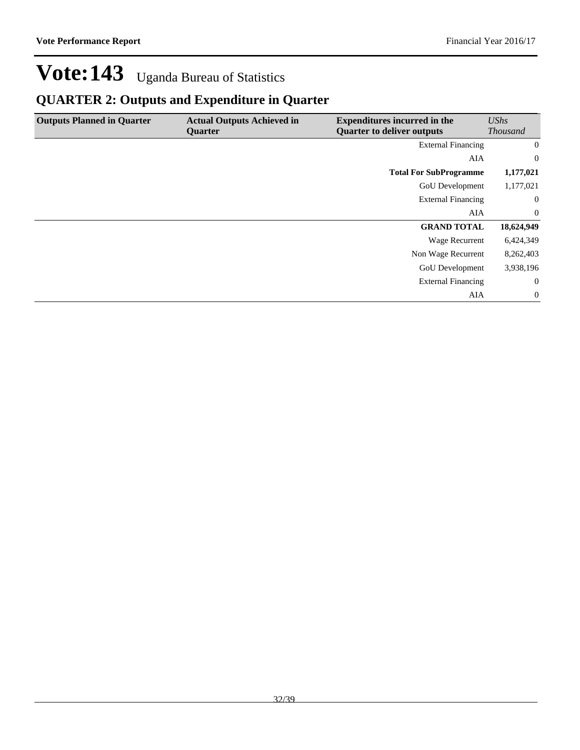# Vote:143 Uganda Bureau of Statistics

## QUARTER 2: Outputs and Expenditure in Quarter

| Outputs Planned in Quarter | Actual Outputs Achieved in Quarter | Expenditures incurred in the Quarter to deliver outputs | *UShs Thousand* |
|---|---|---|---|
| | | External Financing | 0 |
| | | AIA | 0 |
| | | **Total For SubProgramme** | **1,177,021** |
| | | GoU Development | 1,177,021 |
| | | External Financing | 0 |
| | | AIA | 0 |
| | | **GRAND TOTAL** | **18,624,949** |
| | | Wage Recurrent | 6,424,349 |
| | | Non Wage Recurrent | 8,262,403 |
| | | GoU Development | 3,938,196 |
| | | External Financing | 0 |
| | | AIA | 0 |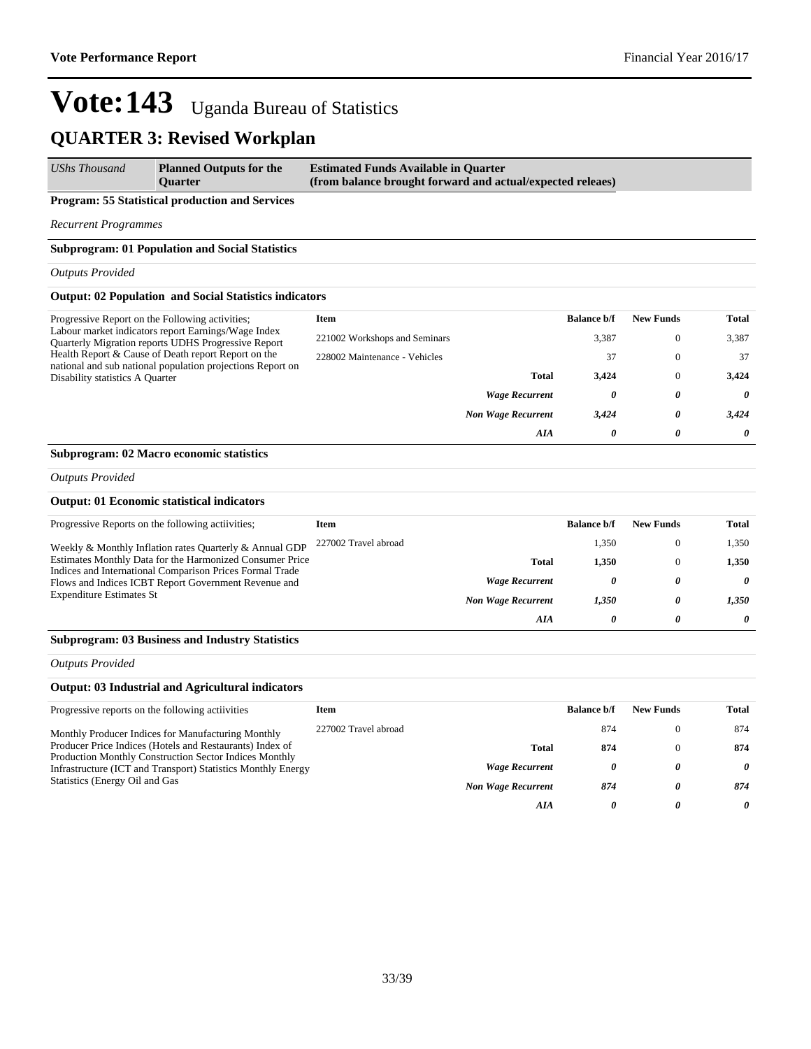# Vote:143 Uganda Bureau of Statistics

## QUARTER 3: Revised Workplan

| *UShs Thousand* | **Planned Outputs for the Quarter** | **Estimated Funds Available in Quarter (from balance brought forward and actual/expected releaes)** |
|---|---|---|

**Program: 55 Statistical production and Services**

*Recurrent Programmes*

**Subprogram: 01 Population and Social Statistics**

*Outputs Provided*

**Output: 02 Population and Social Statistics indicators**

Progressive Report on the Following activities; Labour market indicators report Earnings/Wage Index Quarterly Migration reports UDHS Progressive Report Health Report & Cause of Death report Report on the national and sub national population projections Report on Disability statistics A Quarter

| Item | Balance b/f | New Funds | Total |
|---|---|---|---|
| 221002 Workshops and Seminars | 3,387 | 0 | 3,387 |
| 228002 Maintenance - Vehicles | 37 | 0 | 37 |
| **Total** | **3,424** | 0 | **3,424** |
| ***Wage Recurrent*** | ***0*** | ***0*** | ***0*** |
| ***Non Wage Recurrent*** | ***3,424*** | ***0*** | ***3,424*** |
| ***AIA*** | ***0*** | ***0*** | ***0*** |

**Subprogram: 02 Macro economic statistics**

*Outputs Provided*

**Output: 01 Economic statistical indicators**

Progressive Reports on the following actiivities;

Weekly & Monthly Inflation rates Quarterly & Annual GDP Estimates Monthly Data for the Harmonized Consumer Price Indices and International Comparison Prices Formal Trade Flows and Indices ICBT Report Government Revenue and Expenditure Estimates St

| Item | Balance b/f | New Funds | Total |
|---|---|---|---|
| 227002 Travel abroad | 1,350 | 0 | 1,350 |
| **Total** | **1,350** | 0 | **1,350** |
| ***Wage Recurrent*** | ***0*** | ***0*** | ***0*** |
| ***Non Wage Recurrent*** | ***1,350*** | ***0*** | ***1,350*** |
| ***AIA*** | ***0*** | ***0*** | ***0*** |

**Subprogram: 03 Business and Industry Statistics**

*Outputs Provided*

**Output: 03 Industrial and Agricultural indicators**

Progressive reports on the following actiivities

Monthly Producer Indices for Manufacturing Monthly Producer Price Indices (Hotels and Restaurants) Index of Production Monthly Construction Sector Indices Monthly Infrastructure (ICT and Transport) Statistics Monthly Energy Statistics (Energy Oil and Gas

| Item | Balance b/f | New Funds | Total |
|---|---|---|---|
| 227002 Travel abroad | 874 | 0 | 874 |
| **Total** | **874** | 0 | **874** |
| ***Wage Recurrent*** | ***0*** | ***0*** | ***0*** |
| ***Non Wage Recurrent*** | ***874*** | ***0*** | ***874*** |
| ***AIA*** | ***0*** | ***0*** | ***0*** |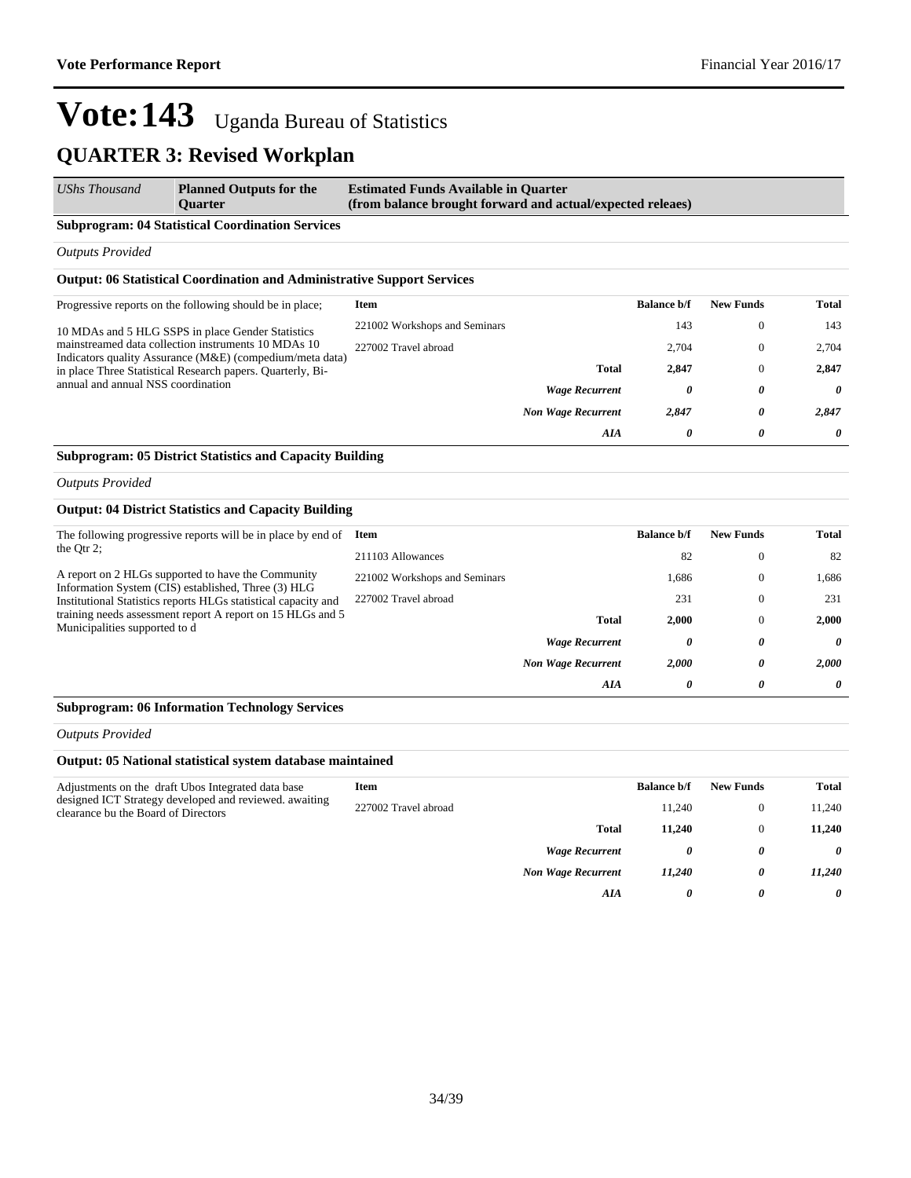# Vote:143 Uganda Bureau of Statistics

## QUARTER 3: Revised Workplan

| *UShs Thousand* | **Planned Outputs for the Quarter** | **Estimated Funds Available in Quarter (from balance brought forward and actual/expected releaes)** |
|---|---|---|

**Subprogram: 04 Statistical Coordination Services**

*Outputs Provided*

**Output: 06 Statistical Coordination and Administrative Support Services**

Progressive reports on the following should be in place;

10 MDAs and 5 HLG SSPS in place Gender Statistics mainstreamed data collection instruments 10 MDAs 10 Indicators quality Assurance (M&E) (compedium/meta data) in place Three Statistical Research papers. Quarterly, Bi-annual and annual NSS coordination

| Item | Balance b/f | New Funds | Total |
|---|---|---|---|
| 221002 Workshops and Seminars | 143 | 0 | 143 |
| 227002 Travel abroad | 2,704 | 0 | 2,704 |
| **Total** | **2,847** | 0 | **2,847** |
| ***Wage Recurrent*** | ***0*** | ***0*** | ***0*** |
| ***Non Wage Recurrent*** | ***2,847*** | ***0*** | ***2,847*** |
| ***AIA*** | ***0*** | ***0*** | ***0*** |

**Subprogram: 05 District Statistics and Capacity Building**

*Outputs Provided*

**Output: 04 District Statistics and Capacity Building**

The following progressive reports will be in place by end of the Qtr 2;

A report on 2 HLGs supported to have the Community Information System (CIS) established, Three (3) HLG Institutional Statistics reports HLGs statistical capacity and training needs assessment report A report on 15 HLGs and 5 Municipalities supported to d

| Item | Balance b/f | New Funds | Total |
|---|---|---|---|
| 211103 Allowances | 82 | 0 | 82 |
| 221002 Workshops and Seminars | 1,686 | 0 | 1,686 |
| 227002 Travel abroad | 231 | 0 | 231 |
| **Total** | **2,000** | 0 | **2,000** |
| ***Wage Recurrent*** | ***0*** | ***0*** | ***0*** |
| ***Non Wage Recurrent*** | ***2,000*** | ***0*** | ***2,000*** |
| ***AIA*** | ***0*** | ***0*** | ***0*** |

**Subprogram: 06 Information Technology Services**

*Outputs Provided*

**Output: 05 National statistical system database maintained**

Adjustments on the draft Ubos Integrated data base designed ICT Strategy developed and reviewed. awaiting clearance bu the Board of Directors

| Item | Balance b/f | New Funds | Total |
|---|---|---|---|
| 227002 Travel abroad | 11,240 | 0 | 11,240 |
| **Total** | **11,240** | 0 | **11,240** |
| ***Wage Recurrent*** | ***0*** | ***0*** | ***0*** |
| ***Non Wage Recurrent*** | ***11,240*** | ***0*** | ***11,240*** |
| ***AIA*** | ***0*** | ***0*** | ***0*** |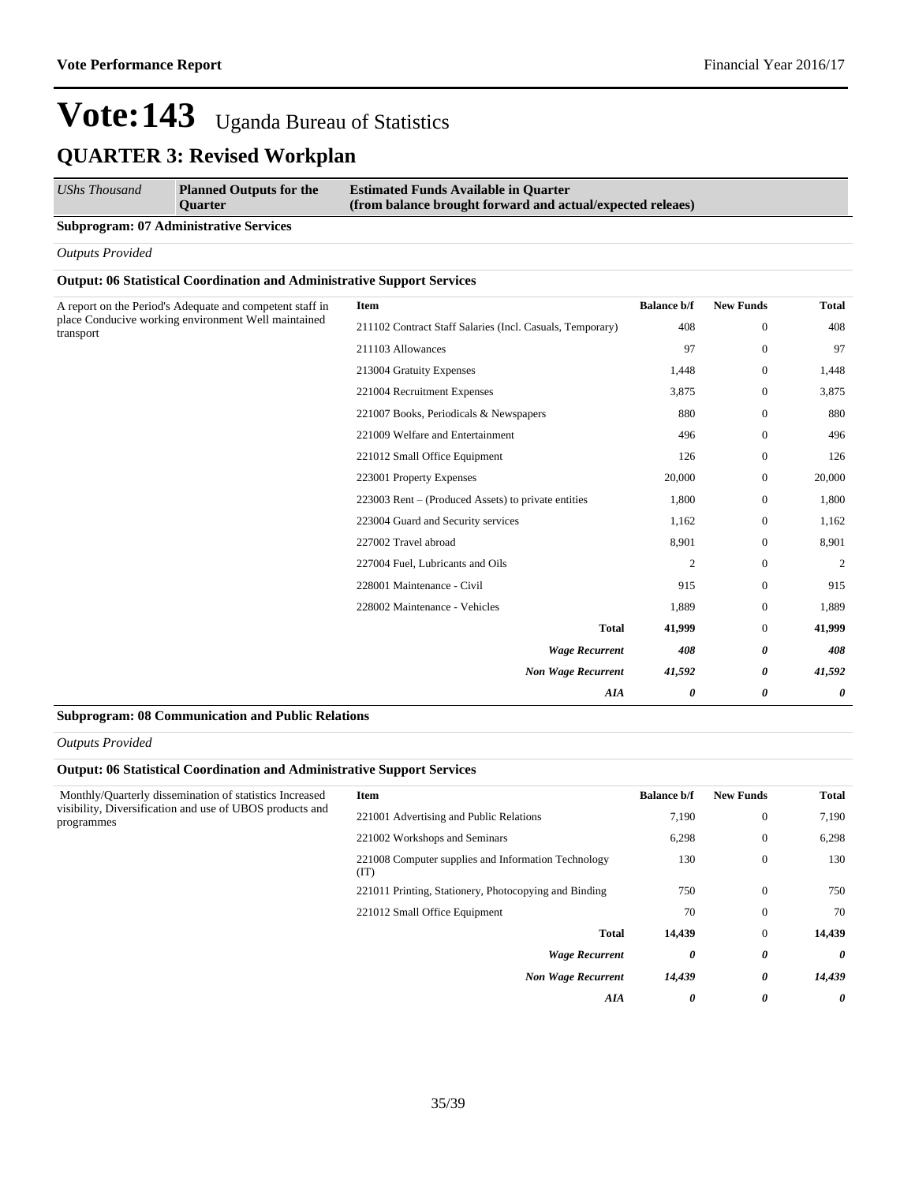# Vote:143 Uganda Bureau of Statistics

## QUARTER 3: Revised Workplan

| *UShs Thousand* | **Planned Outputs for the Quarter** | **Estimated Funds Available in Quarter (from balance brought forward and actual/expected releaes)** |
|---|---|---|

**Subprogram: 07 Administrative Services**

*Outputs Provided*

**Output: 06 Statistical Coordination and Administrative Support Services**

| Planned Outputs | Item | Balance b/f | New Funds | Total |
|---|---|---|---|---|
| A report on the Period's Adequate and competent staff in place Conducive working environment Well maintained transport | 211102 Contract Staff Salaries (Incl. Casuals, Temporary) | 408 | 0 | 408 |
| | 211103 Allowances | 97 | 0 | 97 |
| | 213004 Gratuity Expenses | 1,448 | 0 | 1,448 |
| | 221004 Recruitment Expenses | 3,875 | 0 | 3,875 |
| | 221007 Books, Periodicals & Newspapers | 880 | 0 | 880 |
| | 221009 Welfare and Entertainment | 496 | 0 | 496 |
| | 221012 Small Office Equipment | 126 | 0 | 126 |
| | 223001 Property Expenses | 20,000 | 0 | 20,000 |
| | 223003 Rent – (Produced Assets) to private entities | 1,800 | 0 | 1,800 |
| | 223004 Guard and Security services | 1,162 | 0 | 1,162 |
| | 227002 Travel abroad | 8,901 | 0 | 8,901 |
| | 227004 Fuel, Lubricants and Oils | 2 | 0 | 2 |
| | 228001 Maintenance - Civil | 915 | 0 | 915 |
| | 228002 Maintenance - Vehicles | 1,889 | 0 | 1,889 |
| | **Total** | **41,999** | 0 | **41,999** |
| | ***Wage Recurrent*** | ***408*** | ***0*** | ***408*** |
| | ***Non Wage Recurrent*** | ***41,592*** | ***0*** | ***41,592*** |
| | ***AIA*** | ***0*** | ***0*** | ***0*** |

**Subprogram: 08 Communication and Public Relations**

*Outputs Provided*

**Output: 06 Statistical Coordination and Administrative Support Services**

| Planned Outputs | Item | Balance b/f | New Funds | Total |
|---|---|---|---|---|
| Monthly/Quarterly dissemination of statistics Increased visibility, Diversification and use of UBOS products and programmes | 221001 Advertising and Public Relations | 7,190 | 0 | 7,190 |
| | 221002 Workshops and Seminars | 6,298 | 0 | 6,298 |
| | 221008 Computer supplies and Information Technology (IT) | 130 | 0 | 130 |
| | 221011 Printing, Stationery, Photocopying and Binding | 750 | 0 | 750 |
| | 221012 Small Office Equipment | 70 | 0 | 70 |
| | **Total** | **14,439** | 0 | **14,439** |
| | ***Wage Recurrent*** | ***0*** | ***0*** | ***0*** |
| | ***Non Wage Recurrent*** | ***14,439*** | ***0*** | ***14,439*** |
| | ***AIA*** | ***0*** | ***0*** | ***0*** |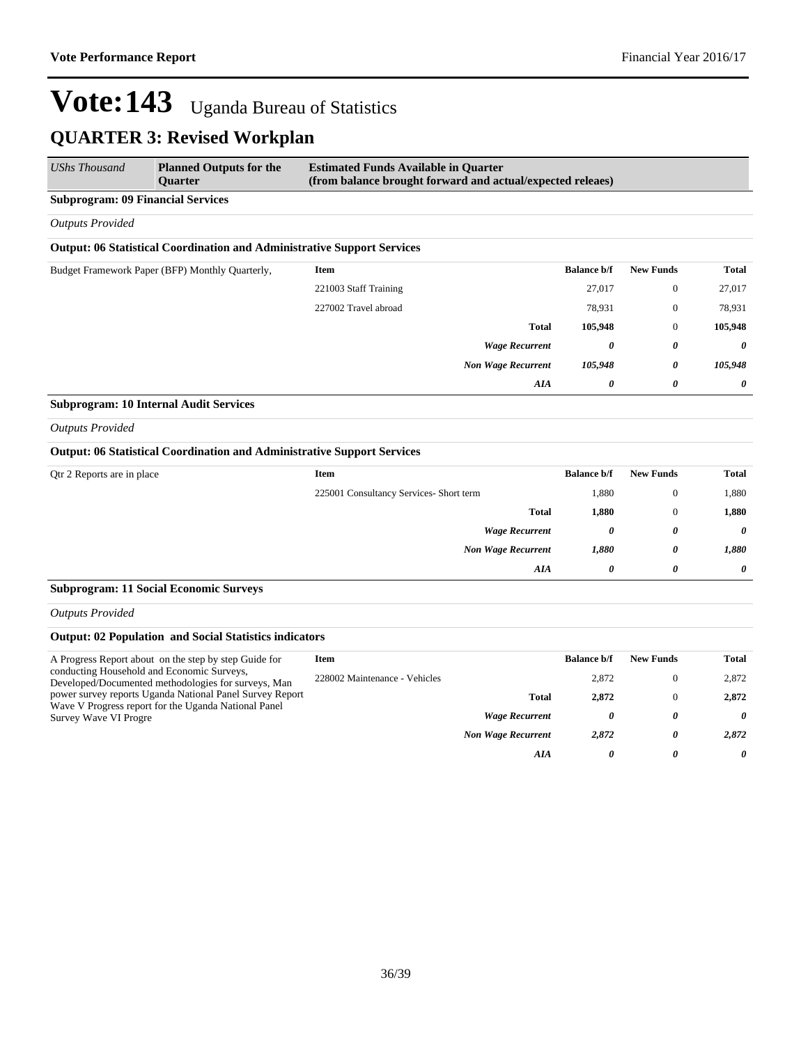# Vote:143 Uganda Bureau of Statistics

## QUARTER 3: Revised Workplan

| *UShs Thousand* | **Planned Outputs for the Quarter** | **Estimated Funds Available in Quarter (from balance brought forward and actual/expected releaes)** | | | |
|---|---|---|---|---|---|

**Subprogram: 09 Financial Services**

*Outputs Provided*

**Output: 06 Statistical Coordination and Administrative Support Services**

| Budget Framework Paper (BFP) Monthly Quarterly, | **Item** | **Balance b/f** | **New Funds** | **Total** |
|---|---|---|---|---|
| | 221003 Staff Training | 27,017 | 0 | 27,017 |
| | 227002 Travel abroad | 78,931 | 0 | 78,931 |
| | **Total** | **105,948** | 0 | **105,948** |
| | ***Wage Recurrent*** | ***0*** | ***0*** | ***0*** |
| | ***Non Wage Recurrent*** | ***105,948*** | ***0*** | ***105,948*** |
| | ***AIA*** | ***0*** | ***0*** | ***0*** |

**Subprogram: 10 Internal Audit Services**

*Outputs Provided*

**Output: 06 Statistical Coordination and Administrative Support Services**

| Qtr 2 Reports are in place | **Item** | **Balance b/f** | **New Funds** | **Total** |
|---|---|---|---|---|
| | 225001 Consultancy Services- Short term | 1,880 | 0 | 1,880 |
| | **Total** | **1,880** | 0 | **1,880** |
| | ***Wage Recurrent*** | ***0*** | ***0*** | ***0*** |
| | ***Non Wage Recurrent*** | ***1,880*** | ***0*** | ***1,880*** |
| | ***AIA*** | ***0*** | ***0*** | ***0*** |

**Subprogram: 11 Social Economic Surveys**

*Outputs Provided*

**Output: 02 Population and Social Statistics indicators**

| A Progress Report about on the step by step Guide for conducting Household and Economic Surveys, Developed/Documented methodologies for surveys, Man power survey reports Uganda National Panel Survey Report Wave V Progress report for the Uganda National Panel Survey Wave VI Progre | **Item** | **Balance b/f** | **New Funds** | **Total** |
|---|---|---|---|---|
| | 228002 Maintenance - Vehicles | 2,872 | 0 | 2,872 |
| | **Total** | **2,872** | 0 | **2,872** |
| | ***Wage Recurrent*** | ***0*** | ***0*** | ***0*** |
| | ***Non Wage Recurrent*** | ***2,872*** | ***0*** | ***2,872*** |
| | ***AIA*** | ***0*** | ***0*** | ***0*** |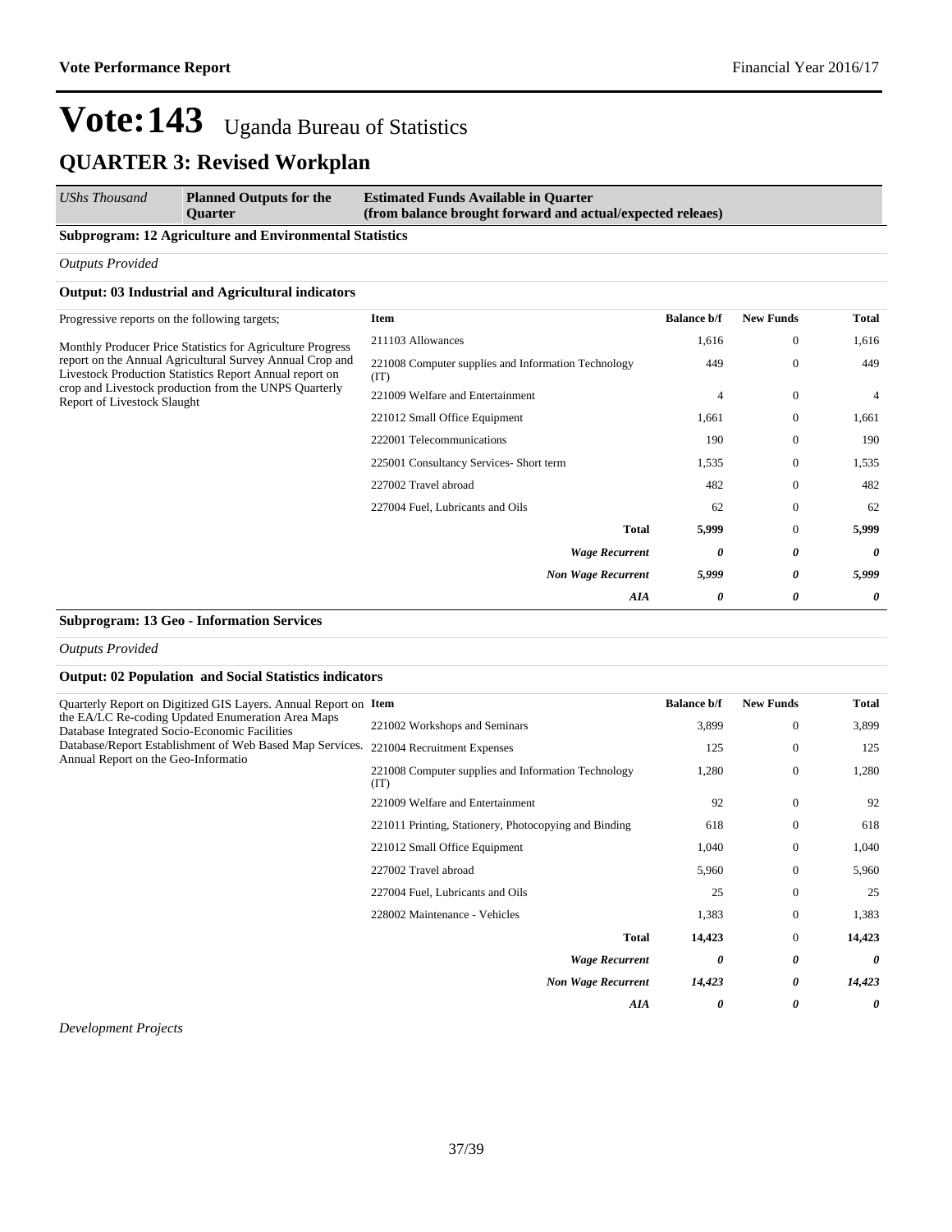# Vote:143 Uganda Bureau of Statistics

## QUARTER 3: Revised Workplan

| *UShs Thousand* | **Planned Outputs for the Quarter** | **Estimated Funds Available in Quarter (from balance brought forward and actual/expected releaes)** |
|---|---|---|

**Subprogram: 12 Agriculture and Environmental Statistics**

*Outputs Provided*

**Output: 03 Industrial and Agricultural indicators**

Progressive reports on the following targets;

Monthly Producer Price Statistics for Agriculture Progress report on the Annual Agricultural Survey Annual Crop and Livestock Production Statistics Report Annual report on crop and Livestock production from the UNPS Quarterly Report of Livestock Slaught

| Item | Balance b/f | New Funds | Total |
|---|---|---|---|
| 211103 Allowances | 1,616 | 0 | 1,616 |
| 221008 Computer supplies and Information Technology (IT) | 449 | 0 | 449 |
| 221009 Welfare and Entertainment | 4 | 0 | 4 |
| 221012 Small Office Equipment | 1,661 | 0 | 1,661 |
| 222001 Telecommunications | 190 | 0 | 190 |
| 225001 Consultancy Services- Short term | 1,535 | 0 | 1,535 |
| 227002 Travel abroad | 482 | 0 | 482 |
| 227004 Fuel, Lubricants and Oils | 62 | 0 | 62 |
| **Total** | **5,999** | 0 | **5,999** |
| ***Wage Recurrent*** | ***0*** | ***0*** | ***0*** |
| ***Non Wage Recurrent*** | ***5,999*** | ***0*** | ***5,999*** |
| ***AIA*** | ***0*** | ***0*** | ***0*** |

**Subprogram: 13 Geo - Information Services**

*Outputs Provided*

**Output: 02 Population and Social Statistics indicators**

Quarterly Report on Digitized GIS Layers. Annual Report on the EA/LC Re-coding Updated Enumeration Area Maps Database Integrated Socio-Economic Facilities Database/Report Establishment of Web Based Map Services. Annual Report on the Geo-Informatio

| Item | Balance b/f | New Funds | Total |
|---|---|---|---|
| 221002 Workshops and Seminars | 3,899 | 0 | 3,899 |
| 221004 Recruitment Expenses | 125 | 0 | 125 |
| 221008 Computer supplies and Information Technology (IT) | 1,280 | 0 | 1,280 |
| 221009 Welfare and Entertainment | 92 | 0 | 92 |
| 221011 Printing, Stationery, Photocopying and Binding | 618 | 0 | 618 |
| 221012 Small Office Equipment | 1,040 | 0 | 1,040 |
| 227002 Travel abroad | 5,960 | 0 | 5,960 |
| 227004 Fuel, Lubricants and Oils | 25 | 0 | 25 |
| 228002 Maintenance - Vehicles | 1,383 | 0 | 1,383 |
| **Total** | **14,423** | 0 | **14,423** |
| ***Wage Recurrent*** | ***0*** | ***0*** | ***0*** |
| ***Non Wage Recurrent*** | ***14,423*** | ***0*** | ***14,423*** |
| ***AIA*** | ***0*** | ***0*** | ***0*** |

*Development Projects*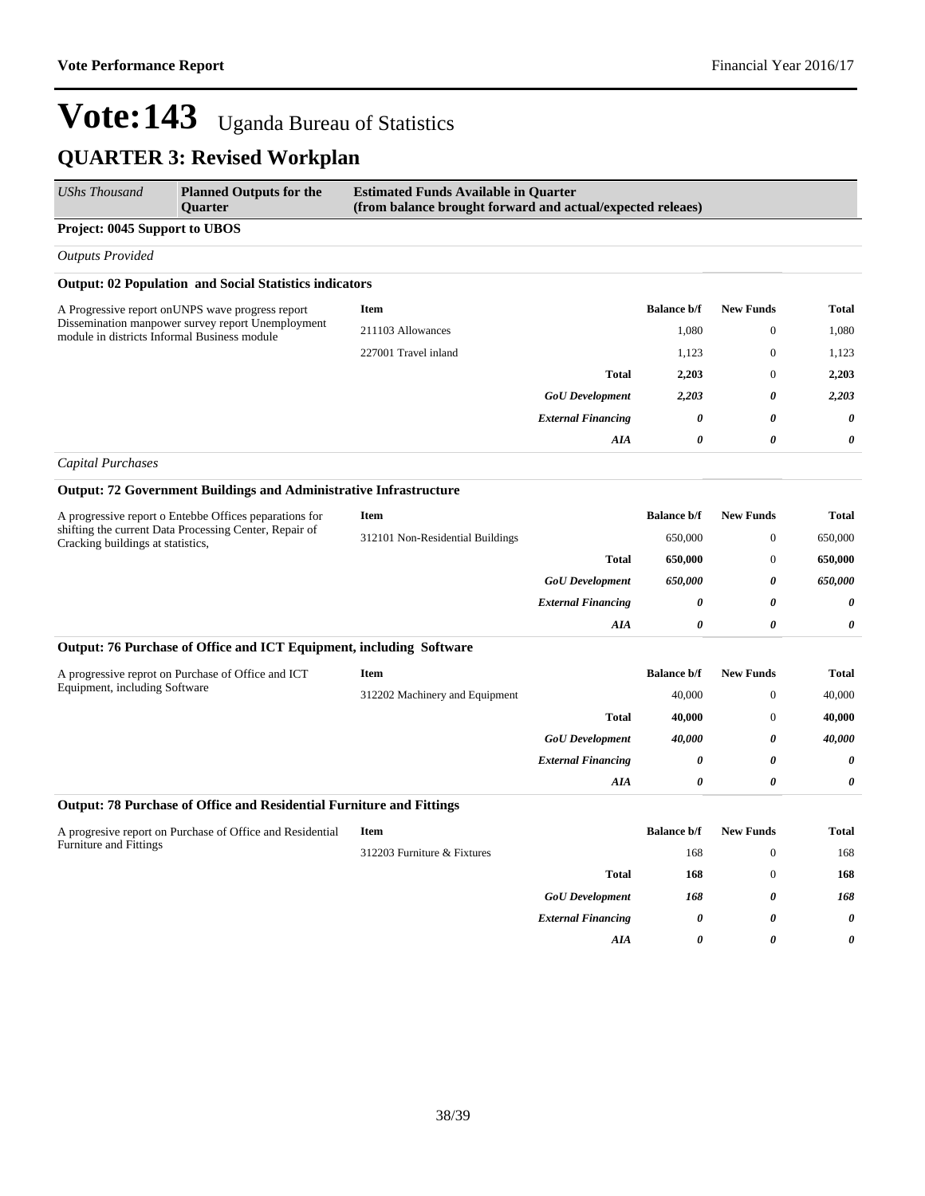# Vote:143 Uganda Bureau of Statistics

## QUARTER 3: Revised Workplan

| *UShs Thousand* | **Planned Outputs for the Quarter** | **Estimated Funds Available in Quarter (from balance brought forward and actual/expected releaes)** |
|---|---|---|

**Project: 0045 Support to UBOS**

*Outputs Provided*

**Output: 02 Population and Social Statistics indicators**

A Progressive report onUNPS wave progress report Dissemination manpower survey report Unemployment module in districts Informal Business module

| Item | Balance b/f | New Funds | Total |
|---|---|---|---|
| 211103 Allowances | 1,080 | 0 | 1,080 |
| 227001 Travel inland | 1,123 | 0 | 1,123 |
| **Total** | **2,203** | 0 | **2,203** |
| ***GoU Development*** | ***2,203*** | ***0*** | ***2,203*** |
| ***External Financing*** | ***0*** | ***0*** | ***0*** |
| ***AIA*** | ***0*** | ***0*** | ***0*** |

*Capital Purchases*

**Output: 72 Government Buildings and Administrative Infrastructure**

A progressive report o Entebbe Offices peparations for shifting the current Data Processing Center, Repair of Cracking buildings at statistics,

| Item | Balance b/f | New Funds | Total |
|---|---|---|---|
| 312101 Non-Residential Buildings | 650,000 | 0 | 650,000 |
| **Total** | **650,000** | 0 | **650,000** |
| ***GoU Development*** | ***650,000*** | ***0*** | ***650,000*** |
| ***External Financing*** | ***0*** | ***0*** | ***0*** |
| ***AIA*** | ***0*** | ***0*** | ***0*** |

**Output: 76 Purchase of Office and ICT Equipment, including Software**

A progressive reprot on Purchase of Office and ICT Equipment, including Software

| Item | Balance b/f | New Funds | Total |
|---|---|---|---|
| 312202 Machinery and Equipment | 40,000 | 0 | 40,000 |
| **Total** | **40,000** | 0 | **40,000** |
| ***GoU Development*** | ***40,000*** | ***0*** | ***40,000*** |
| ***External Financing*** | ***0*** | ***0*** | ***0*** |
| ***AIA*** | ***0*** | ***0*** | ***0*** |

**Output: 78 Purchase of Office and Residential Furniture and Fittings**

A progresive report on Purchase of Office and Residential Furniture and Fittings

| Item | Balance b/f | New Funds | Total |
|---|---|---|---|
| 312203 Furniture & Fixtures | 168 | 0 | 168 |
| **Total** | **168** | 0 | **168** |
| ***GoU Development*** | ***168*** | ***0*** | ***168*** |
| ***External Financing*** | ***0*** | ***0*** | ***0*** |
| ***AIA*** | ***0*** | ***0*** | ***0*** |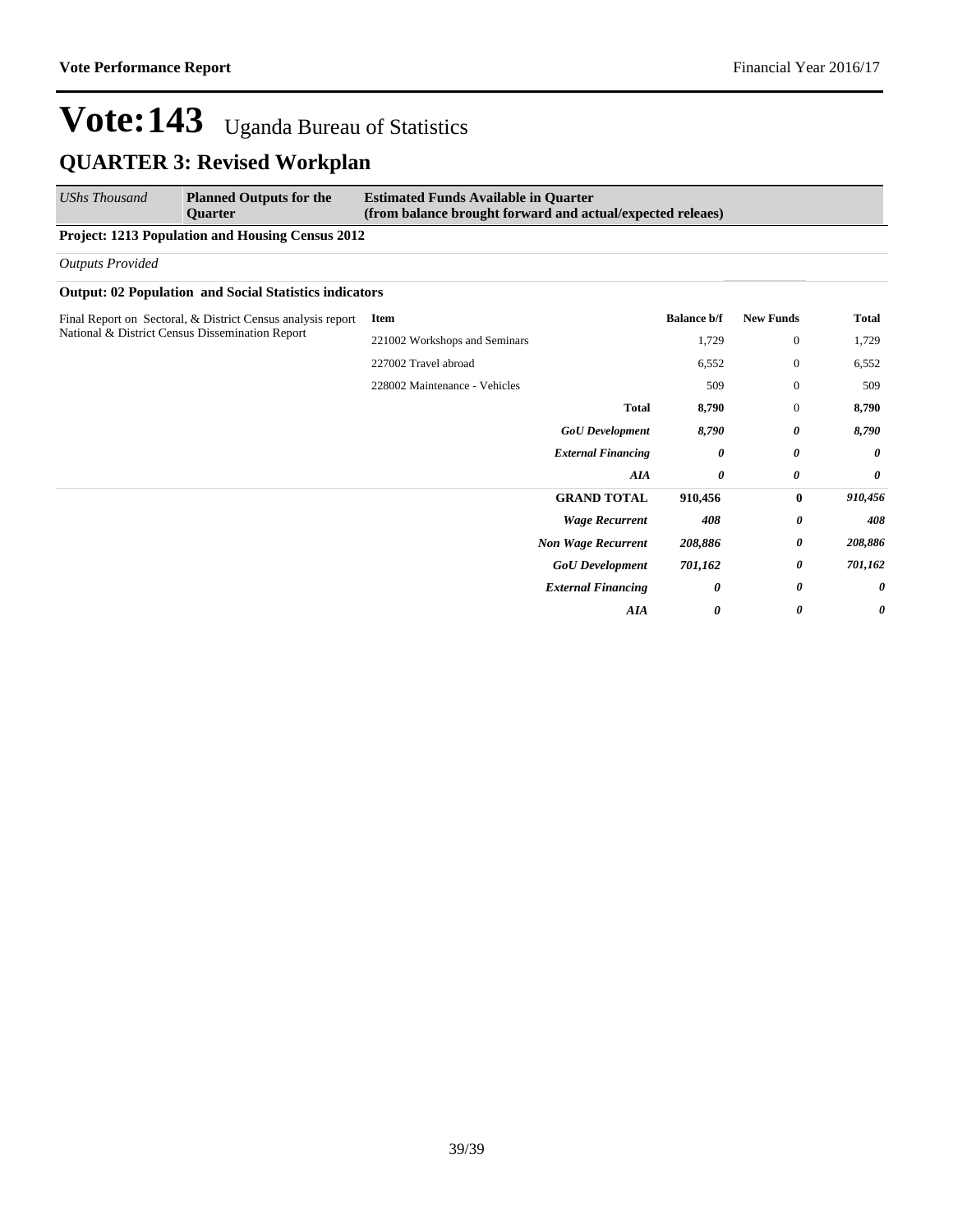# Vote:143 Uganda Bureau of Statistics

## QUARTER 3: Revised Workplan

| *UShs Thousand* | **Planned Outputs for the Quarter** | **Estimated Funds Available in Quarter (from balance brought forward and actual/expected releaes)** | | | |
|---|---|---|---|---|---|
| **Project: 1213 Population and Housing Census 2012** | | | | | |
| *Outputs Provided* | | | | | |
| **Output: 02 Population and Social Statistics indicators** | | | | | |
| Final Report on Sectoral, & District Census analysis report National & District Census Dissemination Report | | **Item** | **Balance b/f** | **New Funds** | **Total** |
| | | 221002 Workshops and Seminars | 1,729 | 0 | 1,729 |
| | | 227002 Travel abroad | 6,552 | 0 | 6,552 |
| | | 228002 Maintenance - Vehicles | 509 | 0 | 509 |
| | | **Total** | **8,790** | 0 | **8,790** |
| | | ***GoU Development*** | ***8,790*** | ***0*** | ***8,790*** |
| | | ***External Financing*** | ***0*** | ***0*** | ***0*** |
| | | ***AIA*** | ***0*** | ***0*** | ***0*** |
| | | **GRAND TOTAL** | **910,456** | **0** | ***910,456*** |
| | | ***Wage Recurrent*** | ***408*** | ***0*** | ***408*** |
| | | ***Non Wage Recurrent*** | ***208,886*** | ***0*** | ***208,886*** |
| | | ***GoU Development*** | ***701,162*** | ***0*** | ***701,162*** |
| | | ***External Financing*** | ***0*** | ***0*** | ***0*** |
| | | ***AIA*** | ***0*** | ***0*** | ***0*** |